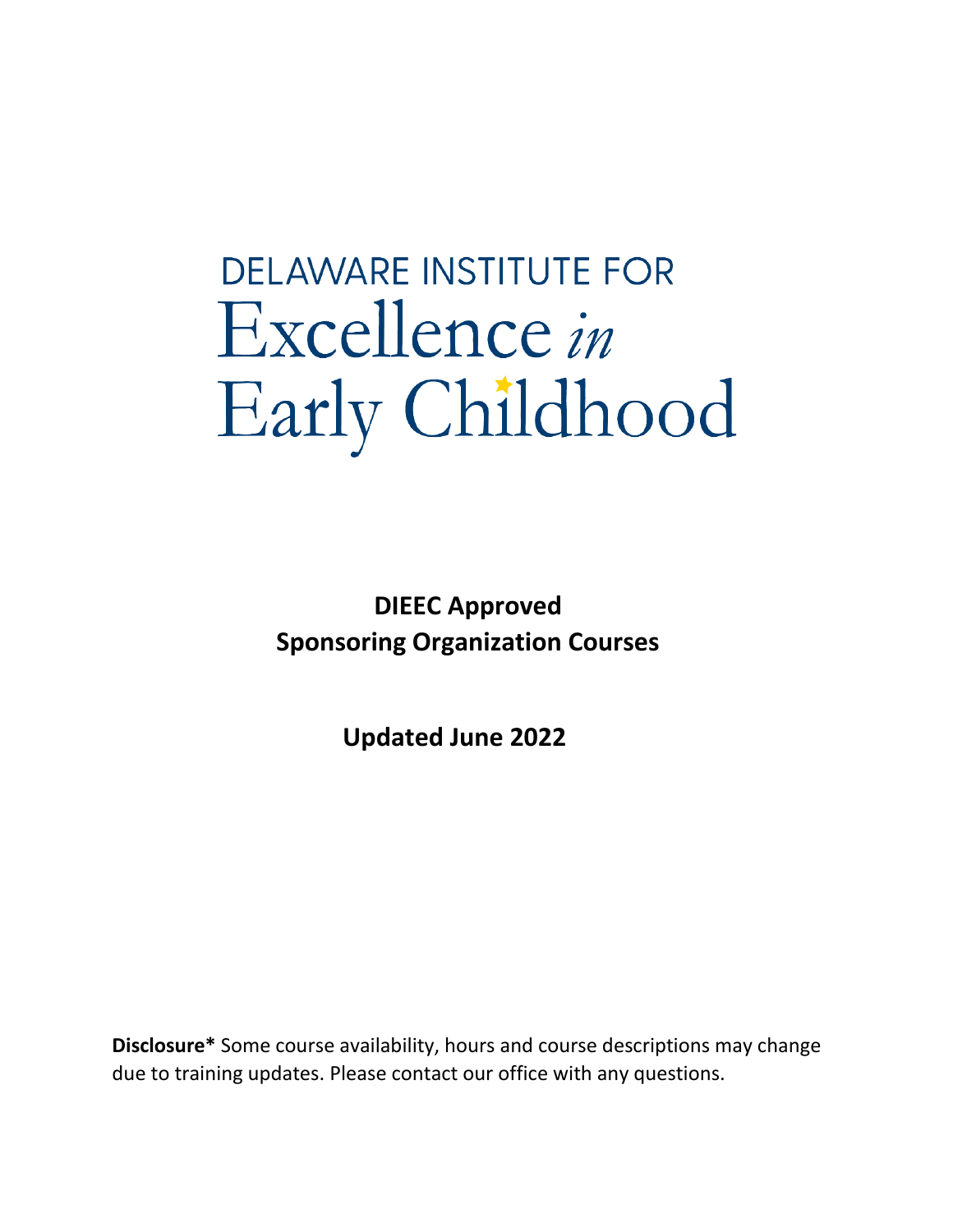# DELAWARE INSTITUTE FOR Excellence *in* Early Childhood

**DIEEC Approved**
**Sponsoring Organization Courses**

**Updated June 2022**

**Disclosure*** Some course availability, hours and course descriptions may change due to training updates. Please contact our office with any questions.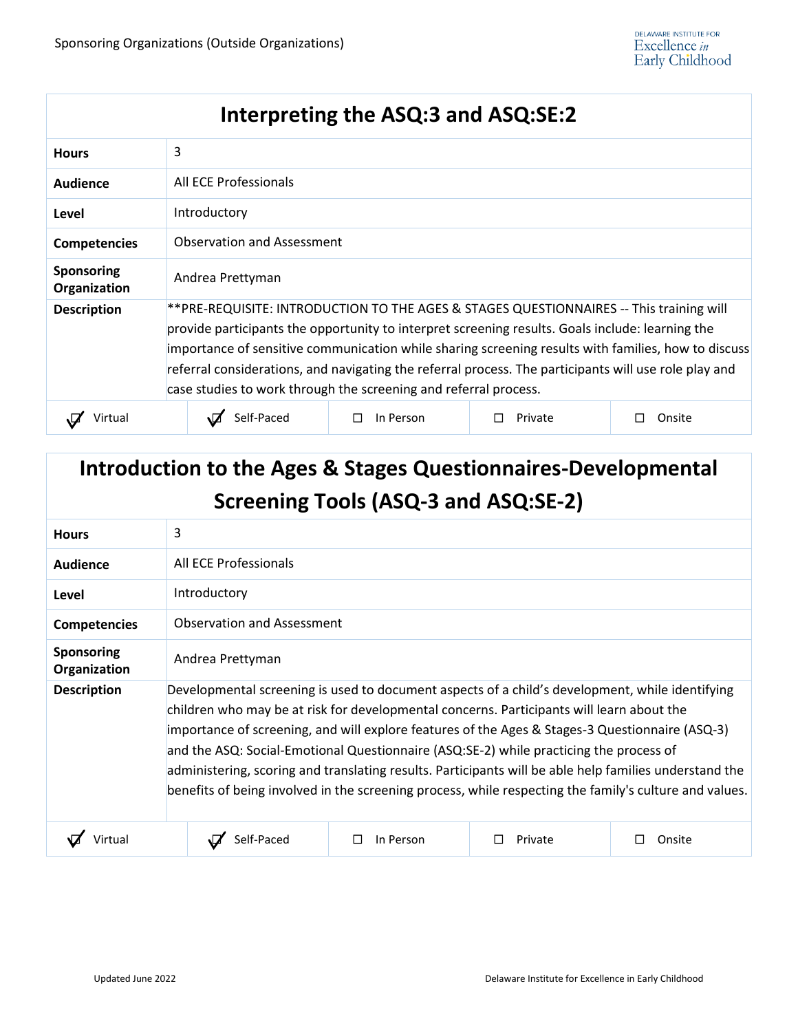## Interpreting the ASQ:3 and ASQ:SE:2

| | |
|---|---|
| **Hours** | 3 |
| **Audience** | All ECE Professionals |
| **Level** | Introductory |
| **Competencies** | Observation and Assessment |
| **Sponsoring Organization** | Andrea Prettyman |
| **Description** | **PRE-REQUISITE: INTRODUCTION TO THE AGES & STAGES QUESTIONNAIRES -- This training will provide participants the opportunity to interpret screening results. Goals include: learning the importance of sensitive communication while sharing screening results with families, how to discuss referral considerations, and navigating the referral process. The participants will use role play and case studies to work through the screening and referral process. |

| ☑ Virtual | ☑ Self-Paced | ☐ In Person | ☐ Private | ☐ Onsite |
|---|---|---|---|---|

## Introduction to the Ages & Stages Questionnaires-Developmental Screening Tools (ASQ-3 and ASQ:SE-2)

| | |
|---|---|
| **Hours** | 3 |
| **Audience** | All ECE Professionals |
| **Level** | Introductory |
| **Competencies** | Observation and Assessment |
| **Sponsoring Organization** | Andrea Prettyman |
| **Description** | Developmental screening is used to document aspects of a child's development, while identifying children who may be at risk for developmental concerns. Participants will learn about the importance of screening, and will explore features of the Ages & Stages-3 Questionnaire (ASQ-3) and the ASQ: Social-Emotional Questionnaire (ASQ:SE-2) while practicing the process of administering, scoring and translating results. Participants will be able help families understand the benefits of being involved in the screening process, while respecting the family's culture and values. |

| ☑ Virtual | ☑ Self-Paced | ☐ In Person | ☐ Private | ☐ Onsite |
|---|---|---|---|---|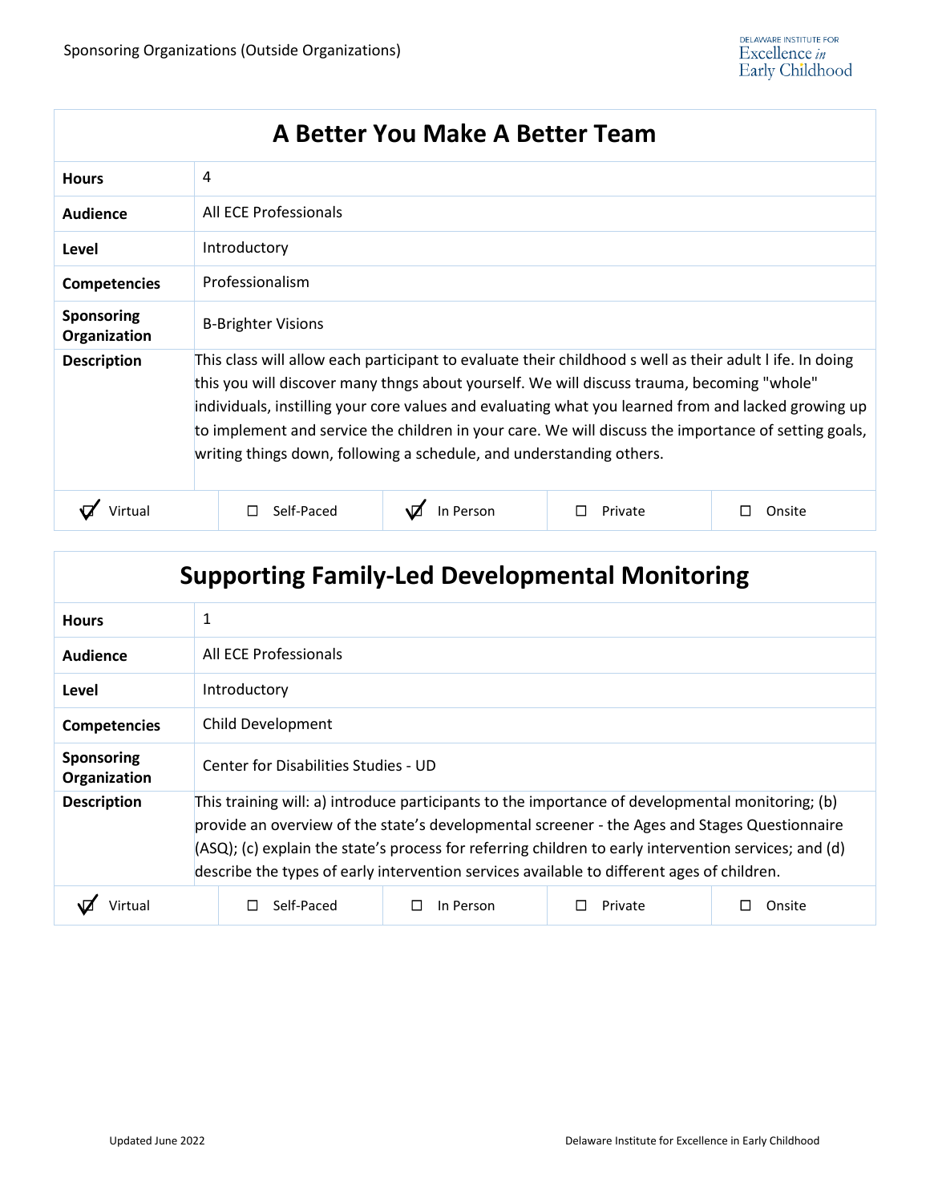## A Better You Make A Better Team

| | |
|---|---|
| **Hours** | 4 |
| **Audience** | All ECE Professionals |
| **Level** | Introductory |
| **Competencies** | Professionalism |
| **Sponsoring Organization** | B-Brighter Visions |
| **Description** | This class will allow each participant to evaluate their childhood s well as their adult l ife. In doing this you will discover many thngs about yourself. We will discuss trauma, becoming "whole" individuals, instilling your core values and evaluating what you learned from and lacked growing up to implement and service the children in your care. We will discuss the importance of setting goals, writing things down, following a schedule, and understanding others. |

| ☑ Virtual | ☐ Self-Paced | ☑ In Person | ☐ Private | ☐ Onsite |
|---|---|---|---|---|

## Supporting Family-Led Developmental Monitoring

| | |
|---|---|
| **Hours** | 1 |
| **Audience** | All ECE Professionals |
| **Level** | Introductory |
| **Competencies** | Child Development |
| **Sponsoring Organization** | Center for Disabilities Studies - UD |
| **Description** | This training will: a) introduce participants to the importance of developmental monitoring; (b) provide an overview of the state's developmental screener - the Ages and Stages Questionnaire (ASQ); (c) explain the state's process for referring children to early intervention services; and (d) describe the types of early intervention services available to different ages of children. |

| ☑ Virtual | ☐ Self-Paced | ☐ In Person | ☐ Private | ☐ Onsite |
|---|---|---|---|---|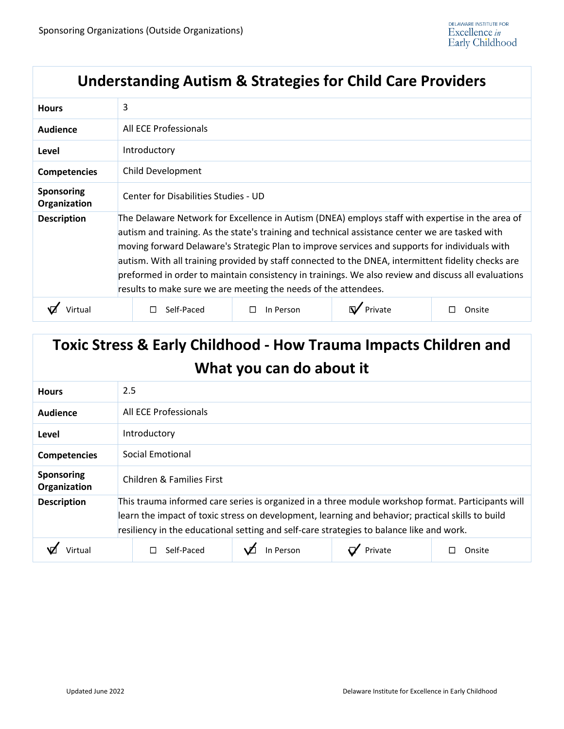## Understanding Autism & Strategies for Child Care Providers

| | |
|---|---|
| **Hours** | 3 |
| **Audience** | All ECE Professionals |
| **Level** | Introductory |
| **Competencies** | Child Development |
| **Sponsoring Organization** | Center for Disabilities Studies - UD |
| **Description** | The Delaware Network for Excellence in Autism (DNEA) employs staff with expertise in the area of autism and training. As the state's training and technical assistance center we are tasked with moving forward Delaware's Strategic Plan to improve services and supports for individuals with autism. With all training provided by staff connected to the DNEA, intermittent fidelity checks are preformed in order to maintain consistency in trainings. We also review and discuss all evaluations results to make sure we are meeting the needs of the attendees. |

| ☑ Virtual | ☐ Self-Paced | ☐ In Person | ☑ Private | ☐ Onsite |
|---|---|---|---|---|

## Toxic Stress & Early Childhood - How Trauma Impacts Children and What you can do about it

| | |
|---|---|
| **Hours** | 2.5 |
| **Audience** | All ECE Professionals |
| **Level** | Introductory |
| **Competencies** | Social Emotional |
| **Sponsoring Organization** | Children & Families First |
| **Description** | This trauma informed care series is organized in a three module workshop format. Participants will learn the impact of toxic stress on development, learning and behavior; practical skills to build resiliency in the educational setting and self-care strategies to balance like and work. |

| ☑ Virtual | ☐ Self-Paced | ☑ In Person | ☑ Private | ☐ Onsite |
|---|---|---|---|---|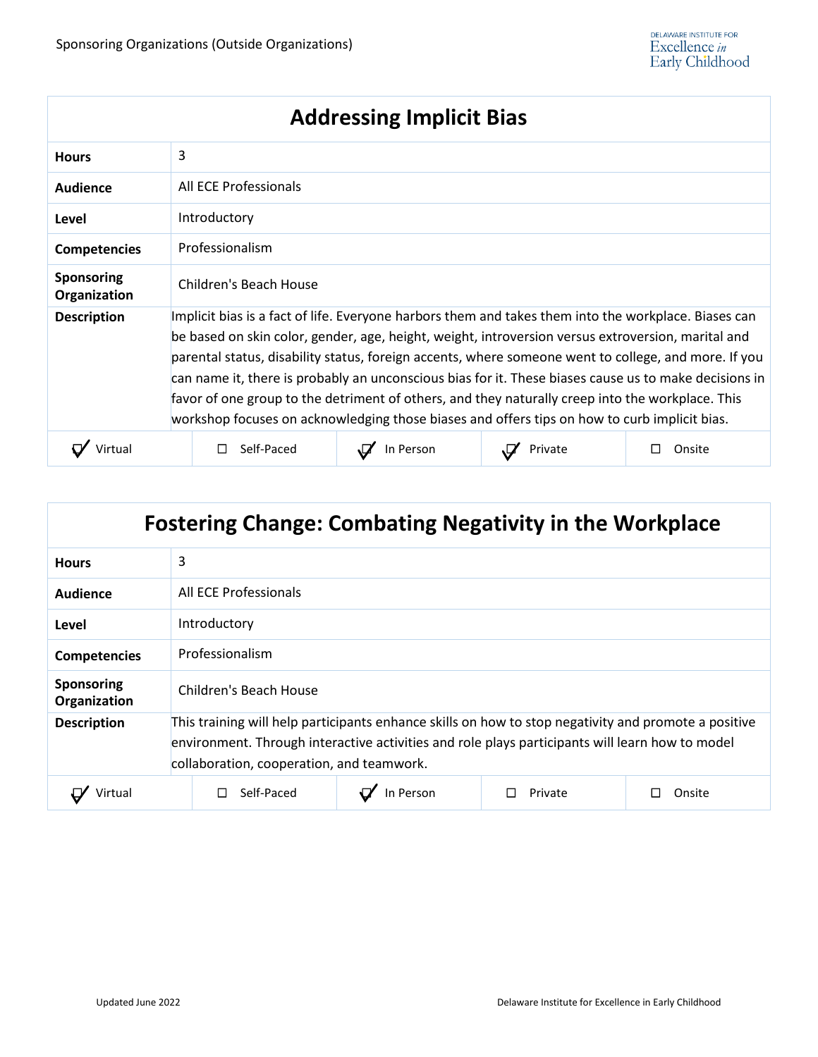## Addressing Implicit Bias

| | |
|---|---|
| **Hours** | 3 |
| **Audience** | All ECE Professionals |
| **Level** | Introductory |
| **Competencies** | Professionalism |
| **Sponsoring Organization** | Children's Beach House |
| **Description** | Implicit bias is a fact of life. Everyone harbors them and takes them into the workplace. Biases can be based on skin color, gender, age, height, weight, introversion versus extroversion, marital and parental status, disability status, foreign accents, where someone went to college, and more. If you can name it, there is probably an unconscious bias for it. These biases cause us to make decisions in favor of one group to the detriment of others, and they naturally creep into the workplace. This workshop focuses on acknowledging those biases and offers tips on how to curb implicit bias. |

| ☑ Virtual | ☐ Self-Paced | ☑ In Person | ☑ Private | ☐ Onsite |
|---|---|---|---|---|

## Fostering Change: Combating Negativity in the Workplace

| | |
|---|---|
| **Hours** | 3 |
| **Audience** | All ECE Professionals |
| **Level** | Introductory |
| **Competencies** | Professionalism |
| **Sponsoring Organization** | Children's Beach House |
| **Description** | This training will help participants enhance skills on how to stop negativity and promote a positive environment. Through interactive activities and role plays participants will learn how to model collaboration, cooperation, and teamwork. |

| ☑ Virtual | ☐ Self-Paced | ☑ In Person | ☐ Private | ☐ Onsite |
|---|---|---|---|---|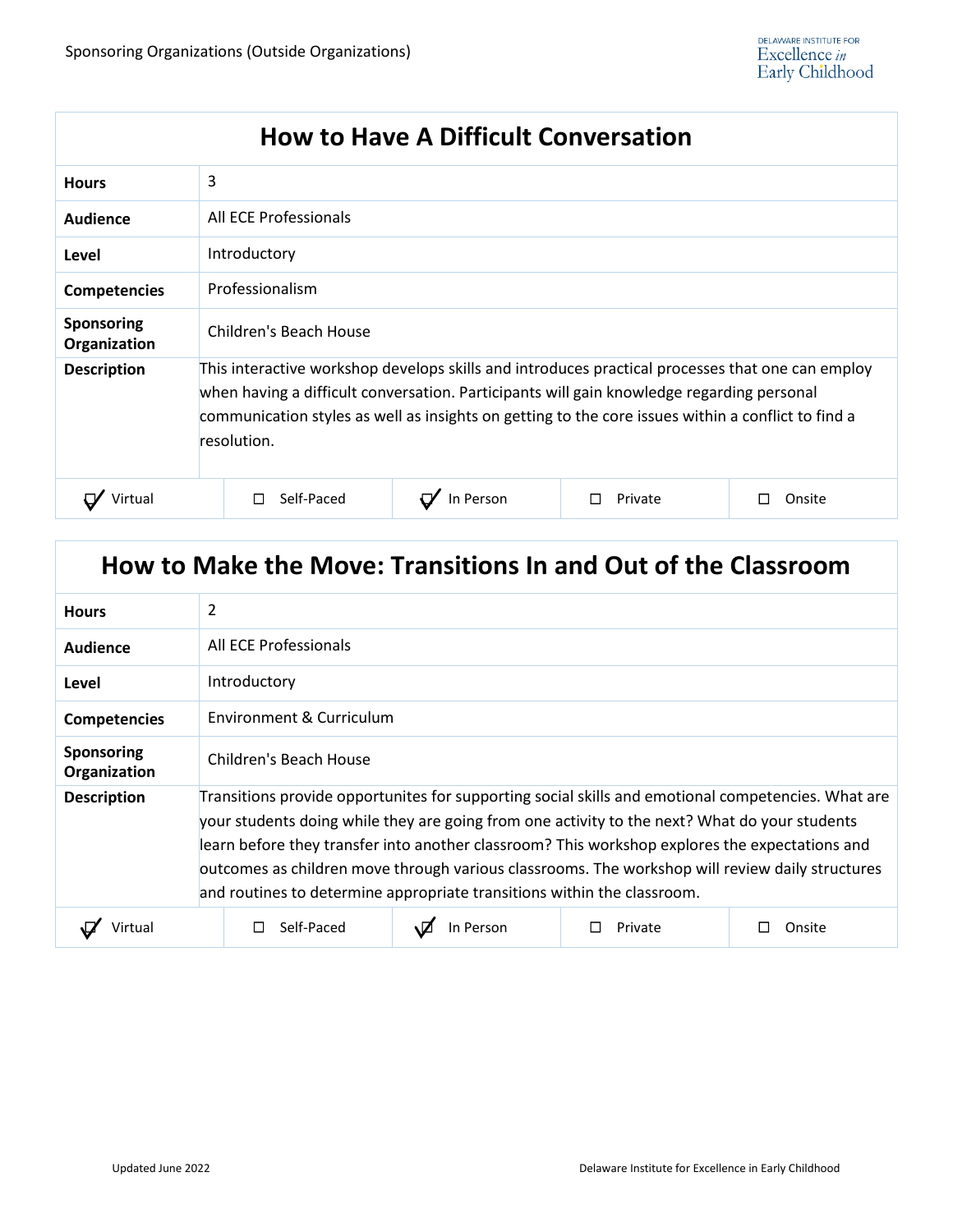## How to Have A Difficult Conversation

| | |
|---|---|
| **Hours** | 3 |
| **Audience** | All ECE Professionals |
| **Level** | Introductory |
| **Competencies** | Professionalism |
| **Sponsoring Organization** | Children's Beach House |
| **Description** | This interactive workshop develops skills and introduces practical processes that one can employ when having a difficult conversation. Participants will gain knowledge regarding personal communication styles as well as insights on getting to the core issues within a conflict to find a resolution. |

| ☑ Virtual | ☐ Self-Paced | ☑ In Person | ☐ Private | ☐ Onsite |
|---|---|---|---|---|

## How to Make the Move: Transitions In and Out of the Classroom

| | |
|---|---|
| **Hours** | 2 |
| **Audience** | All ECE Professionals |
| **Level** | Introductory |
| **Competencies** | Environment & Curriculum |
| **Sponsoring Organization** | Children's Beach House |
| **Description** | Transitions provide opportunites for supporting social skills and emotional competencies. What are your students doing while they are going from one activity to the next? What do your students learn before they transfer into another classroom? This workshop explores the expectations and outcomes as children move through various classrooms. The workshop will review daily structures and routines to determine appropriate transitions within the classroom. |

| ☑ Virtual | ☐ Self-Paced | ☑ In Person | ☐ Private | ☐ Onsite |
|---|---|---|---|---|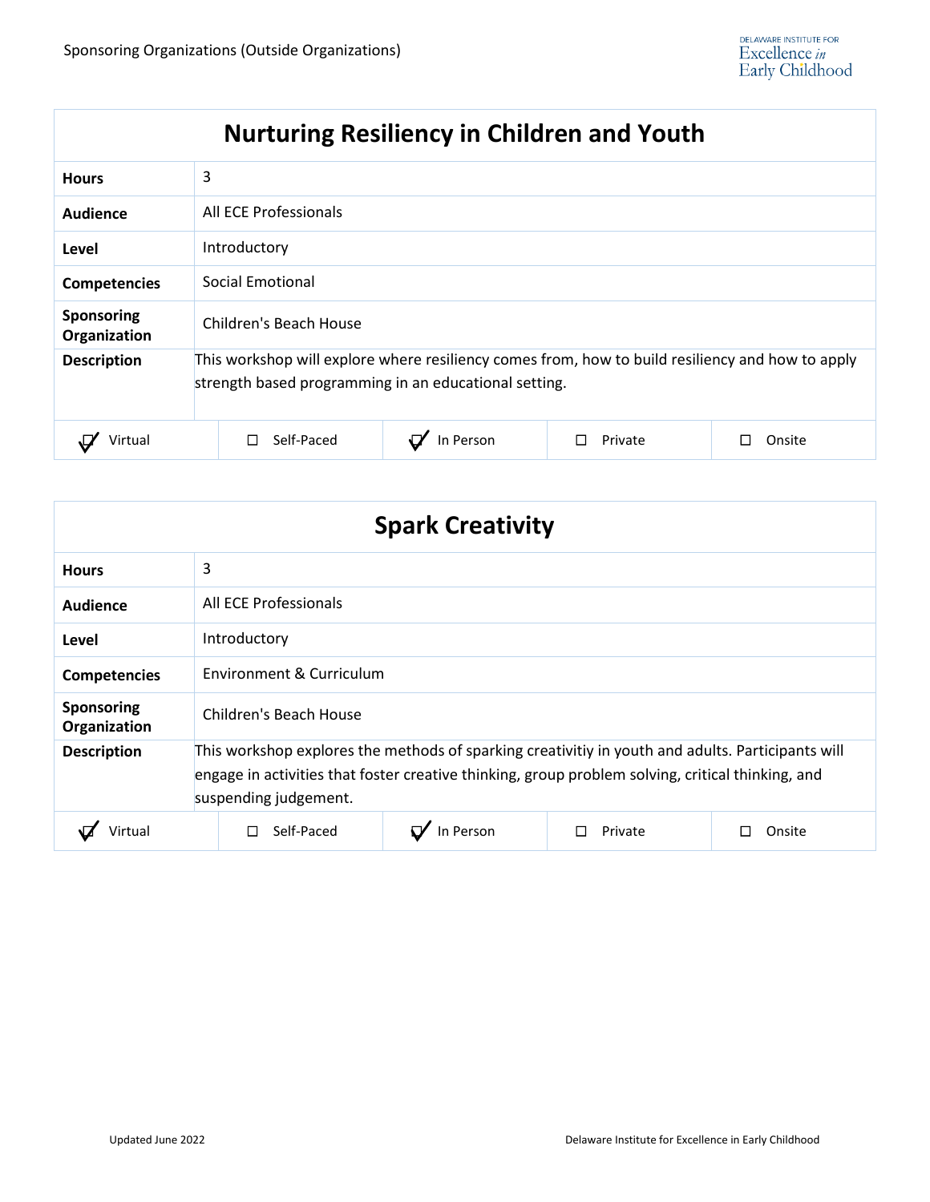Sponsoring Organizations (Outside Organizations)

| Nurturing Resiliency in Children and Youth | |
|---|---|
| **Hours** | 3 |
| **Audience** | All ECE Professionals |
| **Level** | Introductory |
| **Competencies** | Social Emotional |
| **Sponsoring Organization** | Children's Beach House |
| **Description** | This workshop will explore where resiliency comes from, how to build resiliency and how to apply strength based programming in an educational setting. |

☑ Virtual ☐ Self-Paced ☑ In Person ☐ Private ☐ Onsite

| Spark Creativity | |
|---|---|
| **Hours** | 3 |
| **Audience** | All ECE Professionals |
| **Level** | Introductory |
| **Competencies** | Environment & Curriculum |
| **Sponsoring Organization** | Children's Beach House |
| **Description** | This workshop explores the methods of sparking creativitiy in youth and adults. Participants will engage in activities that foster creative thinking, group problem solving, critical thinking, and suspending judgement. |

☑ Virtual ☐ Self-Paced ☑ In Person ☐ Private ☐ Onsite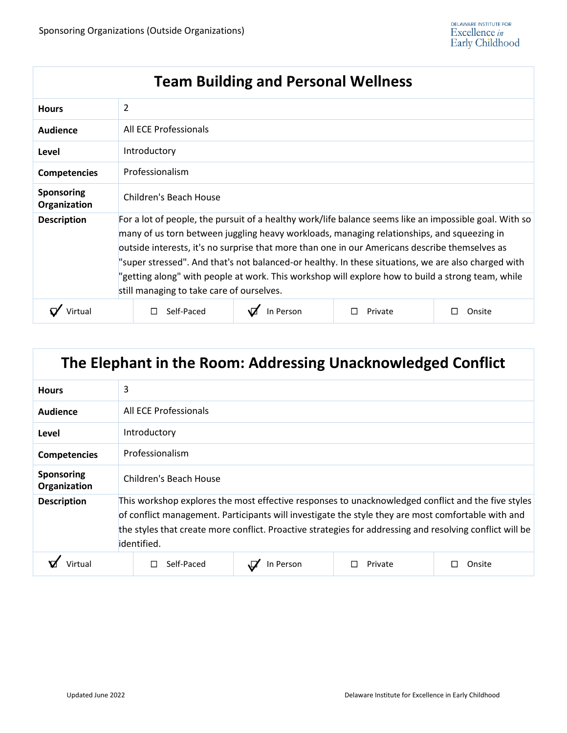## Team Building and Personal Wellness

| | |
|---|---|
| **Hours** | 2 |
| **Audience** | All ECE Professionals |
| **Level** | Introductory |
| **Competencies** | Professionalism |
| **Sponsoring Organization** | Children's Beach House |
| **Description** | For a lot of people, the pursuit of a healthy work/life balance seems like an impossible goal. With so many of us torn between juggling heavy workloads, managing relationships, and squeezing in outside interests, it's no surprise that more than one in our Americans describe themselves as "super stressed". And that's not balanced-or healthy. In these situations, we are also charged with "getting along" with people at work. This workshop will explore how to build a strong team, while still managing to take care of ourselves. |

| ☑ Virtual | ☐ Self-Paced | ☑ In Person | ☐ Private | ☐ Onsite |
|---|---|---|---|---|

## The Elephant in the Room: Addressing Unacknowledged Conflict

| | |
|---|---|
| **Hours** | 3 |
| **Audience** | All ECE Professionals |
| **Level** | Introductory |
| **Competencies** | Professionalism |
| **Sponsoring Organization** | Children's Beach House |
| **Description** | This workshop explores the most effective responses to unacknowledged conflict and the five styles of conflict management. Participants will investigate the style they are most comfortable with and the styles that create more conflict. Proactive strategies for addressing and resolving conflict will be identified. |

| ☑ Virtual | ☐ Self-Paced | ☑ In Person | ☐ Private | ☐ Onsite |
|---|---|---|---|---|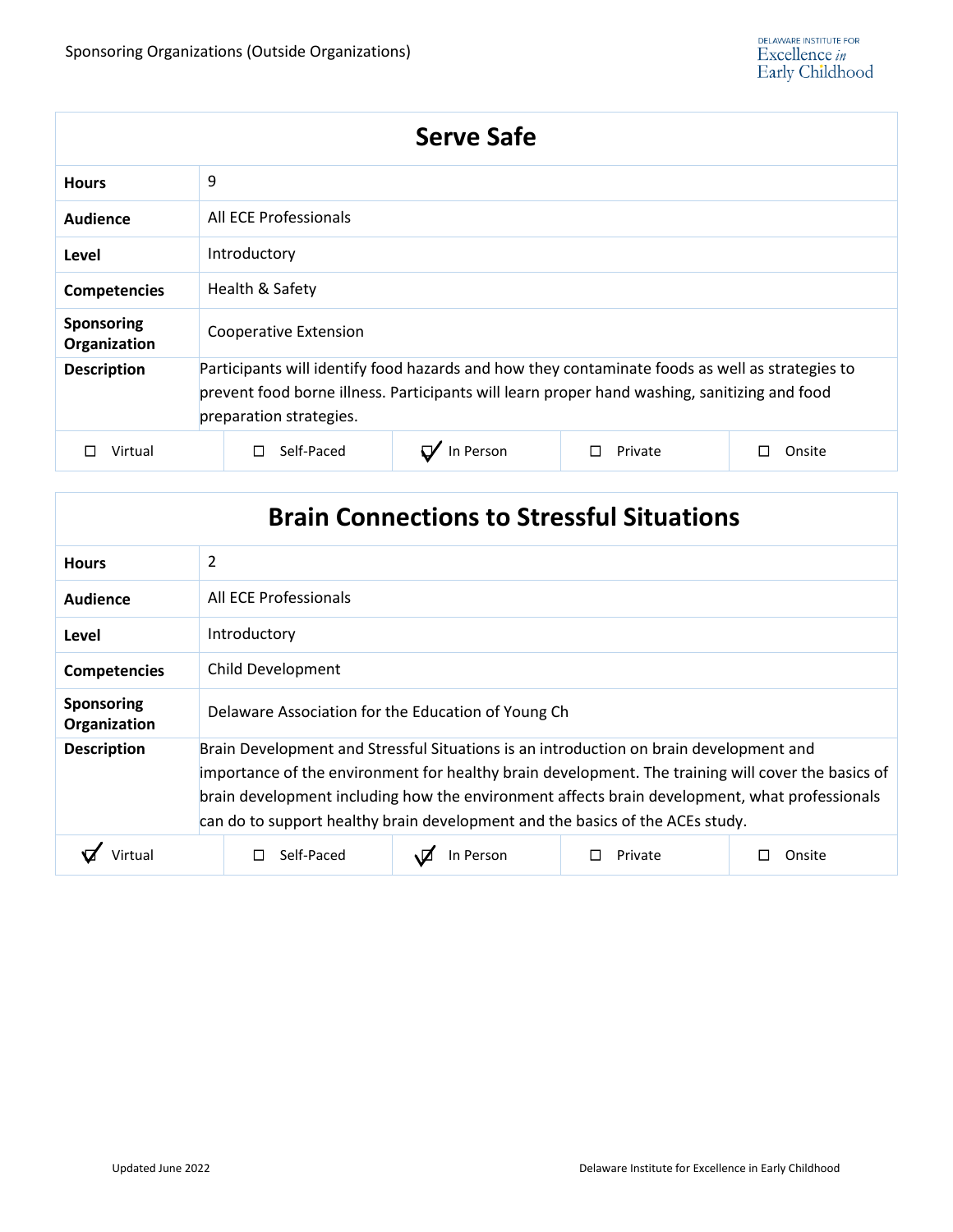Sponsoring Organizations (Outside Organizations)

| Serve Safe | | | | |
|---|---|---|---|---|
| **Hours** | 9 | | | |
| **Audience** | All ECE Professionals | | | |
| **Level** | Introductory | | | |
| **Competencies** | Health & Safety | | | |
| **Sponsoring Organization** | Cooperative Extension | | | |
| **Description** | Participants will identify food hazards and how they contaminate foods as well as strategies to prevent food borne illness. Participants will learn proper hand washing, sanitizing and food preparation strategies. | | | |
| ☐ Virtual | ☐ Self-Paced | ☑ In Person | ☐ Private | ☐ Onsite |

| Brain Connections to Stressful Situations | | | | |
|---|---|---|---|---|
| **Hours** | 2 | | | |
| **Audience** | All ECE Professionals | | | |
| **Level** | Introductory | | | |
| **Competencies** | Child Development | | | |
| **Sponsoring Organization** | Delaware Association for the Education of Young Ch | | | |
| **Description** | Brain Development and Stressful Situations is an introduction on brain development and importance of the environment for healthy brain development. The training will cover the basics of brain development including how the environment affects brain development, what professionals can do to support healthy brain development and the basics of the ACEs study. | | | |
| ☑ Virtual | ☐ Self-Paced | ☑ In Person | ☐ Private | ☐ Onsite |

Updated June 2022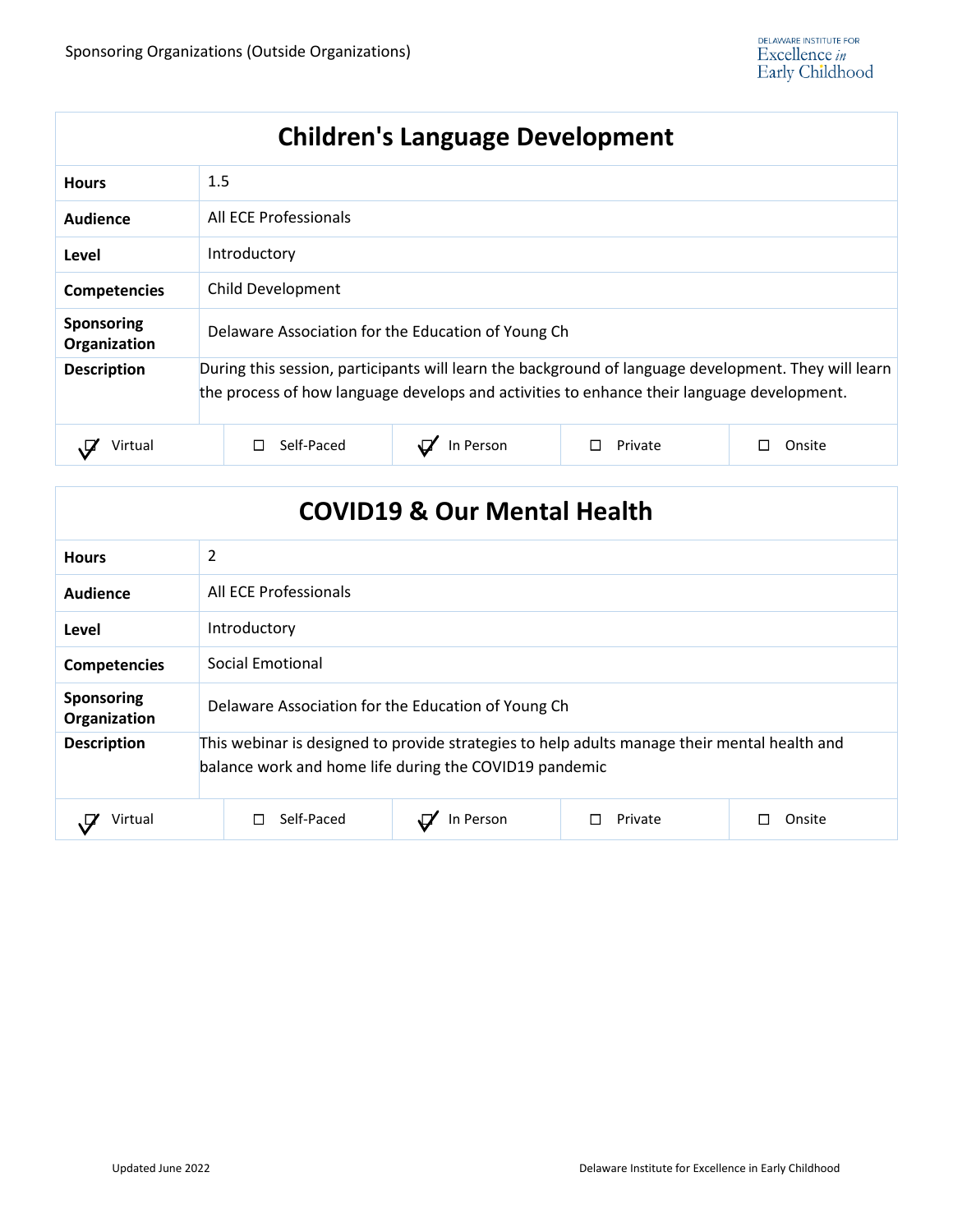## Children's Language Development

| | |
|---|---|
| **Hours** | 1.5 |
| **Audience** | All ECE Professionals |
| **Level** | Introductory |
| **Competencies** | Child Development |
| **Sponsoring Organization** | Delaware Association for the Education of Young Ch |
| **Description** | During this session, participants will learn the background of language development. They will learn the process of how language develops and activities to enhance their language development. |

| ☑ Virtual | ☐ Self-Paced | ☑ In Person | ☐ Private | ☐ Onsite |
|---|---|---|---|---|

## COVID19 & Our Mental Health

| | |
|---|---|
| **Hours** | 2 |
| **Audience** | All ECE Professionals |
| **Level** | Introductory |
| **Competencies** | Social Emotional |
| **Sponsoring Organization** | Delaware Association for the Education of Young Ch |
| **Description** | This webinar is designed to provide strategies to help adults manage their mental health and balance work and home life during the COVID19 pandemic |

| ☑ Virtual | ☐ Self-Paced | ☑ In Person | ☐ Private | ☐ Onsite |
|---|---|---|---|---|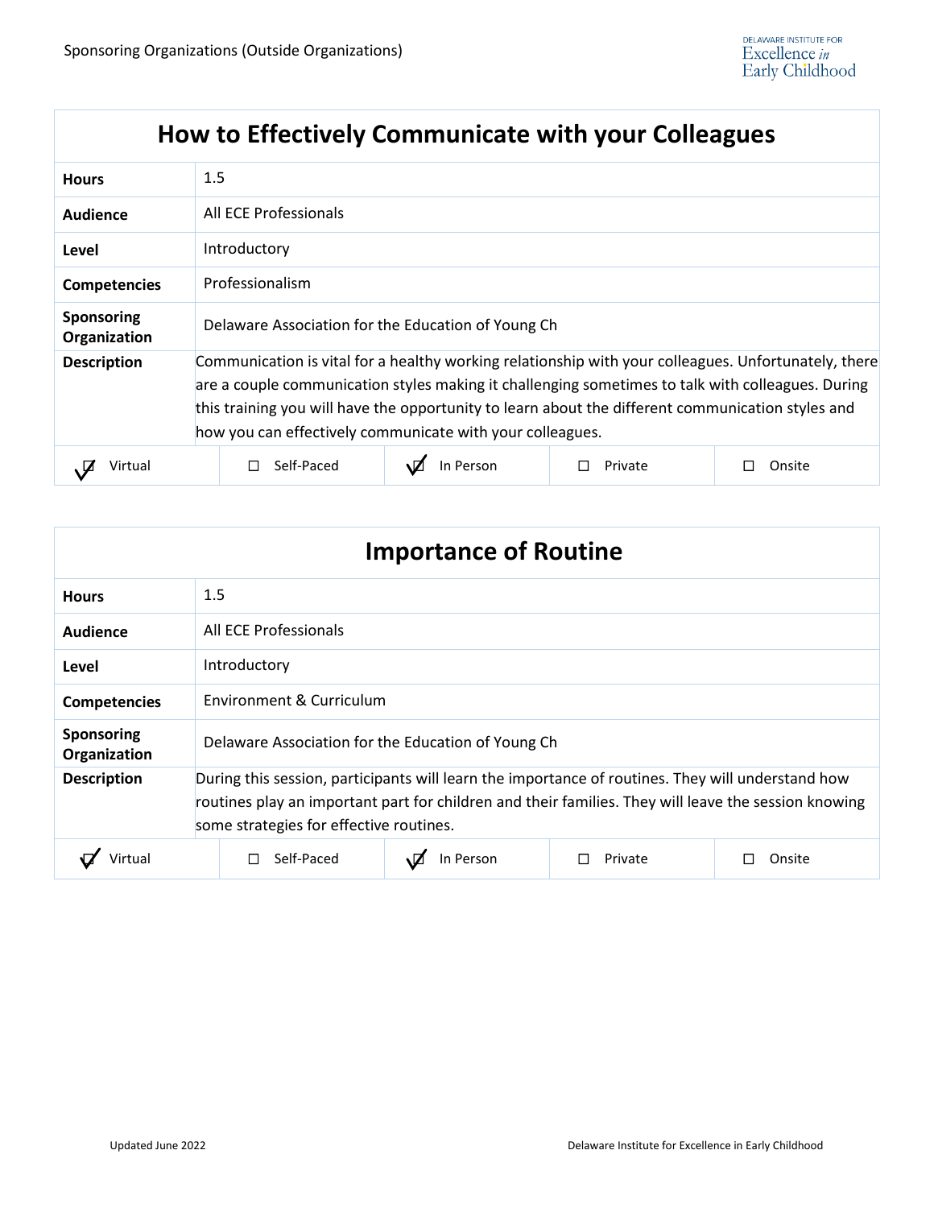## How to Effectively Communicate with your Colleagues

| | |
|---|---|
| **Hours** | 1.5 |
| **Audience** | All ECE Professionals |
| **Level** | Introductory |
| **Competencies** | Professionalism |
| **Sponsoring Organization** | Delaware Association for the Education of Young Ch |
| **Description** | Communication is vital for a healthy working relationship with your colleagues. Unfortunately, there are a couple communication styles making it challenging sometimes to talk with colleagues. During this training you will have the opportunity to learn about the different communication styles and how you can effectively communicate with your colleagues. |

| ☑ Virtual | ☐ Self-Paced | ☑ In Person | ☐ Private | ☐ Onsite |
|---|---|---|---|---|

## Importance of Routine

| | |
|---|---|
| **Hours** | 1.5 |
| **Audience** | All ECE Professionals |
| **Level** | Introductory |
| **Competencies** | Environment & Curriculum |
| **Sponsoring Organization** | Delaware Association for the Education of Young Ch |
| **Description** | During this session, participants will learn the importance of routines. They will understand how routines play an important part for children and their families. They will leave the session knowing some strategies for effective routines. |

| ☑ Virtual | ☐ Self-Paced | ☑ In Person | ☐ Private | ☐ Onsite |
|---|---|---|---|---|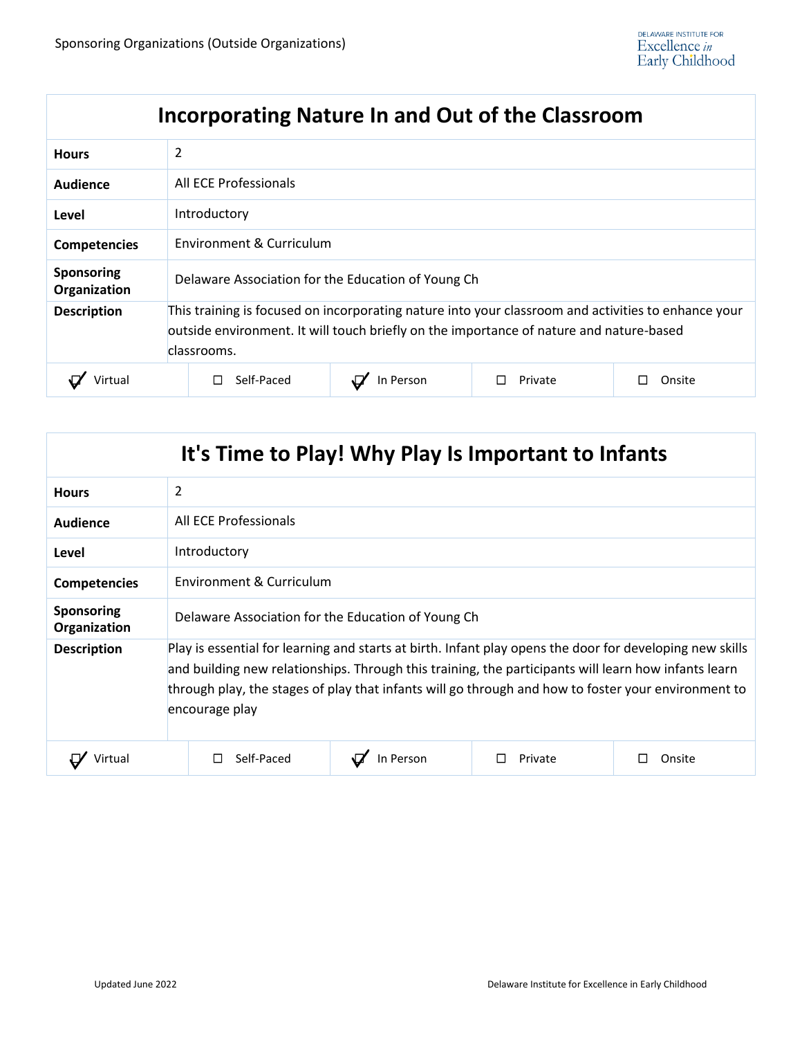## Incorporating Nature In and Out of the Classroom

| | |
|---|---|
| **Hours** | 2 |
| **Audience** | All ECE Professionals |
| **Level** | Introductory |
| **Competencies** | Environment & Curriculum |
| **Sponsoring Organization** | Delaware Association for the Education of Young Ch |
| **Description** | This training is focused on incorporating nature into your classroom and activities to enhance your outside environment. It will touch briefly on the importance of nature and nature-based classrooms. |

| ☑ Virtual | ☐ Self-Paced | ☑ In Person | ☐ Private | ☐ Onsite |
|---|---|---|---|---|

## It's Time to Play! Why Play Is Important to Infants

| | |
|---|---|
| **Hours** | 2 |
| **Audience** | All ECE Professionals |
| **Level** | Introductory |
| **Competencies** | Environment & Curriculum |
| **Sponsoring Organization** | Delaware Association for the Education of Young Ch |
| **Description** | Play is essential for learning and starts at birth. Infant play opens the door for developing new skills and building new relationships. Through this training, the participants will learn how infants learn through play, the stages of play that infants will go through and how to foster your environment to encourage play |

| ☑ Virtual | ☐ Self-Paced | ☑ In Person | ☐ Private | ☐ Onsite |
|---|---|---|---|---|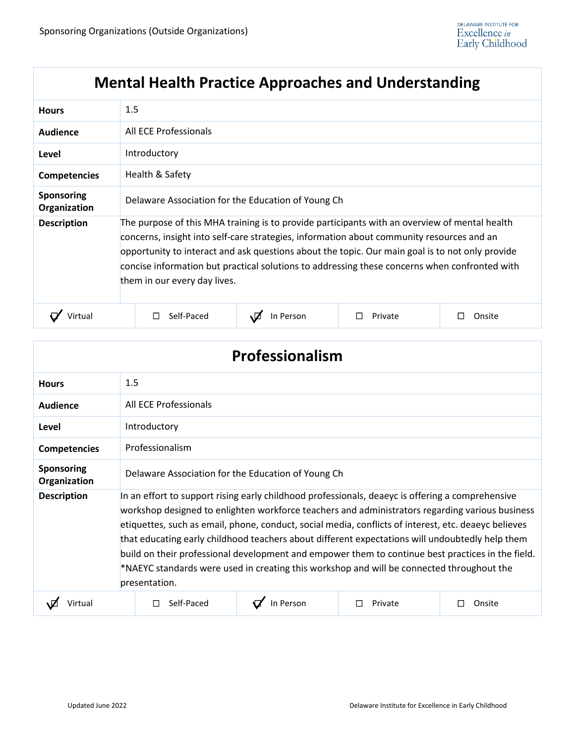## Mental Health Practice Approaches and Understanding

| | |
|---|---|
| **Hours** | 1.5 |
| **Audience** | All ECE Professionals |
| **Level** | Introductory |
| **Competencies** | Health & Safety |
| **Sponsoring Organization** | Delaware Association for the Education of Young Ch |
| **Description** | The purpose of this MHA training is to provide participants with an overview of mental health concerns, insight into self-care strategies, information about community resources and an opportunity to interact and ask questions about the topic. Our main goal is to not only provide concise information but practical solutions to addressing these concerns when confronted with them in our every day lives. |

| ☑ Virtual | ☐ Self-Paced | ☑ In Person | ☐ Private | ☐ Onsite |
|---|---|---|---|---|

## Professionalism

| | |
|---|---|
| **Hours** | 1.5 |
| **Audience** | All ECE Professionals |
| **Level** | Introductory |
| **Competencies** | Professionalism |
| **Sponsoring Organization** | Delaware Association for the Education of Young Ch |
| **Description** | In an effort to support rising early childhood professionals, deaeyc is offering a comprehensive workshop designed to enlighten workforce teachers and administrators regarding various business etiquettes, such as email, phone, conduct, social media, conflicts of interest, etc. deaeyc believes that educating early childhood teachers about different expectations will undoubtedly help them build on their professional development and empower them to continue best practices in the field. *NAEYC standards were used in creating this workshop and will be connected throughout the presentation. |

| ☑ Virtual | ☐ Self-Paced | ☑ In Person | ☐ Private | ☐ Onsite |
|---|---|---|---|---|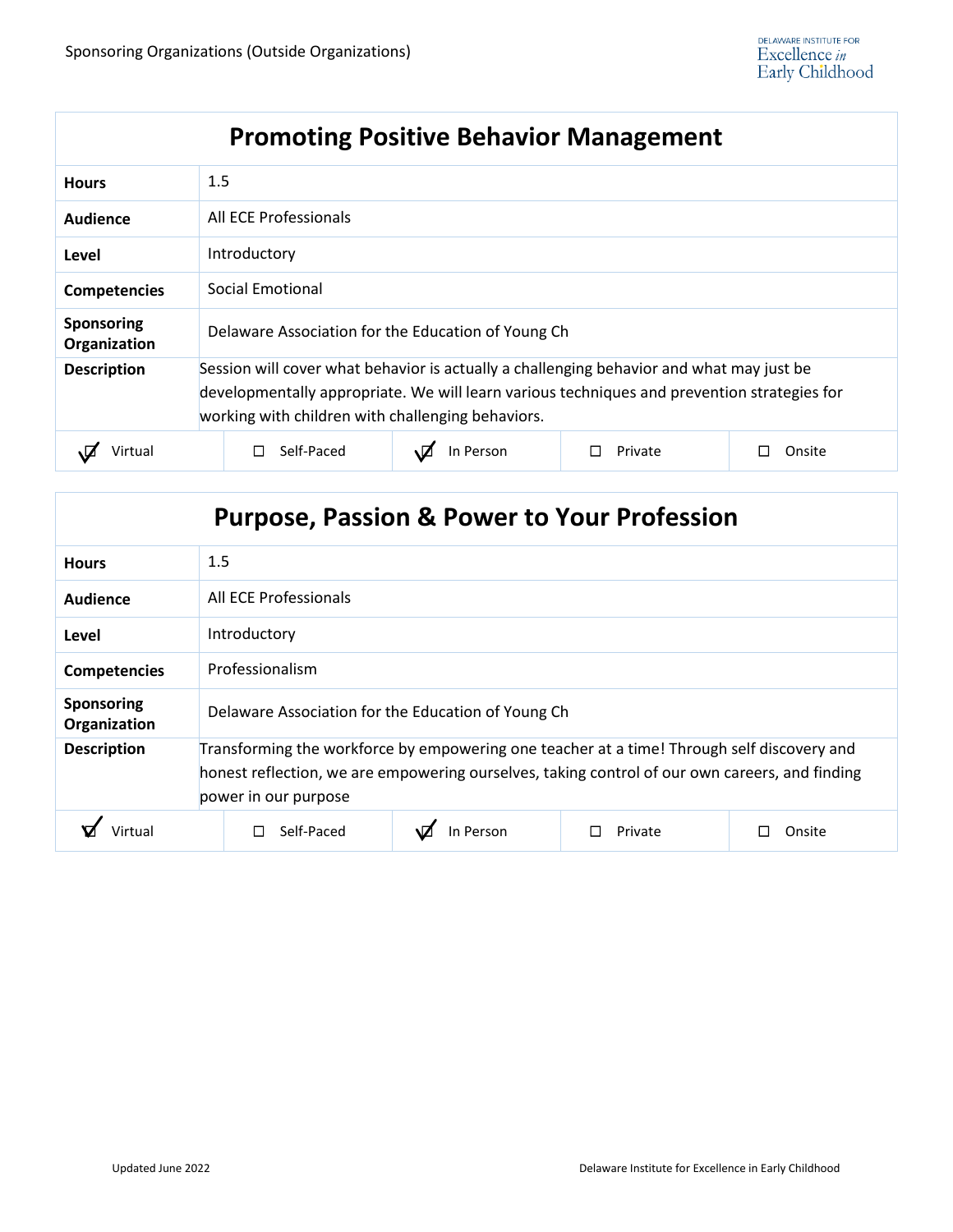Sponsoring Organizations (Outside Organizations)

| Promoting Positive Behavior Management | |
|---|---|
| **Hours** | 1.5 |
| **Audience** | All ECE Professionals |
| **Level** | Introductory |
| **Competencies** | Social Emotional |
| **Sponsoring Organization** | Delaware Association for the Education of Young Ch |
| **Description** | Session will cover what behavior is actually a challenging behavior and what may just be developmentally appropriate. We will learn various techniques and prevention strategies for working with children with challenging behaviors. |

| ☑ Virtual | ☐ Self-Paced | ☑ In Person | ☐ Private | ☐ Onsite |
|---|---|---|---|---|

| Purpose, Passion & Power to Your Profession | |
|---|---|
| **Hours** | 1.5 |
| **Audience** | All ECE Professionals |
| **Level** | Introductory |
| **Competencies** | Professionalism |
| **Sponsoring Organization** | Delaware Association for the Education of Young Ch |
| **Description** | Transforming the workforce by empowering one teacher at a time! Through self discovery and honest reflection, we are empowering ourselves, taking control of our own careers, and finding power in our purpose |

| ☑ Virtual | ☐ Self-Paced | ☑ In Person | ☐ Private | ☐ Onsite |
|---|---|---|---|---|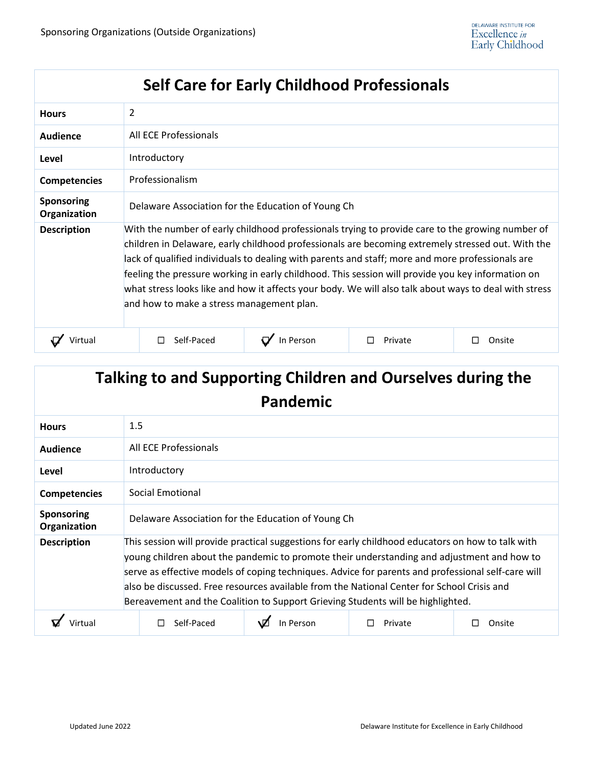## Self Care for Early Childhood Professionals

| | |
|---|---|
| **Hours** | 2 |
| **Audience** | All ECE Professionals |
| **Level** | Introductory |
| **Competencies** | Professionalism |
| **Sponsoring Organization** | Delaware Association for the Education of Young Ch |
| **Description** | With the number of early childhood professionals trying to provide care to the growing number of children in Delaware, early childhood professionals are becoming extremely stressed out. With the lack of qualified individuals to dealing with parents and staff; more and more professionals are feeling the pressure working in early childhood. This session will provide you key information on what stress looks like and how it affects your body. We will also talk about ways to deal with stress and how to make a stress management plan. |

| ☑ Virtual | ☐ Self-Paced | ☑ In Person | ☐ Private | ☐ Onsite |
|---|---|---|---|---|

## Talking to and Supporting Children and Ourselves during the Pandemic

| | |
|---|---|
| **Hours** | 1.5 |
| **Audience** | All ECE Professionals |
| **Level** | Introductory |
| **Competencies** | Social Emotional |
| **Sponsoring Organization** | Delaware Association for the Education of Young Ch |
| **Description** | This session will provide practical suggestions for early childhood educators on how to talk with young children about the pandemic to promote their understanding and adjustment and how to serve as effective models of coping techniques. Advice for parents and professional self-care will also be discussed. Free resources available from the National Center for School Crisis and Bereavement and the Coalition to Support Grieving Students will be highlighted. |

| ☑ Virtual | ☐ Self-Paced | ☑ In Person | ☐ Private | ☐ Onsite |
|---|---|---|---|---|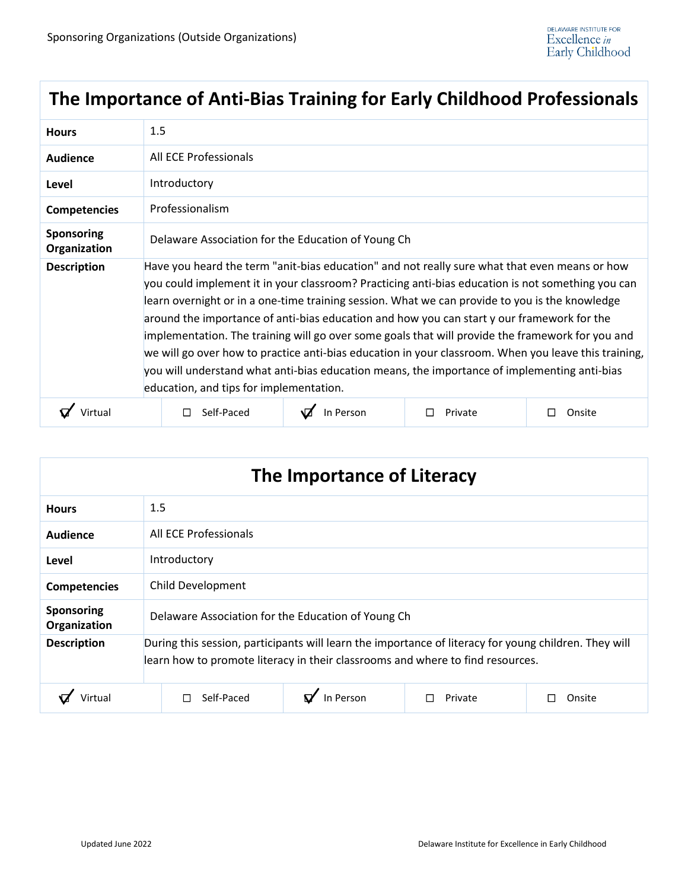Sponsoring Organizations (Outside Organizations)

## The Importance of Anti-Bias Training for Early Childhood Professionals

| | |
|---|---|
| **Hours** | 1.5 |
| **Audience** | All ECE Professionals |
| **Level** | Introductory |
| **Competencies** | Professionalism |
| **Sponsoring Organization** | Delaware Association for the Education of Young Ch |
| **Description** | Have you heard the term "anit-bias education" and not really sure what that even means or how you could implement it in your classroom? Practicing anti-bias education is not something you can learn overnight or in a one-time training session. What we can provide to you is the knowledge around the importance of anti-bias education and how you can start y our framework for the implementation. The training will go over some goals that will provide the framework for you and we will go over how to practice anti-bias education in your classroom. When you leave this training, you will understand what anti-bias education means, the importance of implementing anti-bias education, and tips for implementation. |

| ☑ Virtual | ☐ Self-Paced | ☑ In Person | ☐ Private | ☐ Onsite |
|---|---|---|---|---|

## The Importance of Literacy

| | |
|---|---|
| **Hours** | 1.5 |
| **Audience** | All ECE Professionals |
| **Level** | Introductory |
| **Competencies** | Child Development |
| **Sponsoring Organization** | Delaware Association for the Education of Young Ch |
| **Description** | During this session, participants will learn the importance of literacy for young children. They will learn how to promote literacy in their classrooms and where to find resources. |

| ☑ Virtual | ☐ Self-Paced | ☑ In Person | ☐ Private | ☐ Onsite |
|---|---|---|---|---|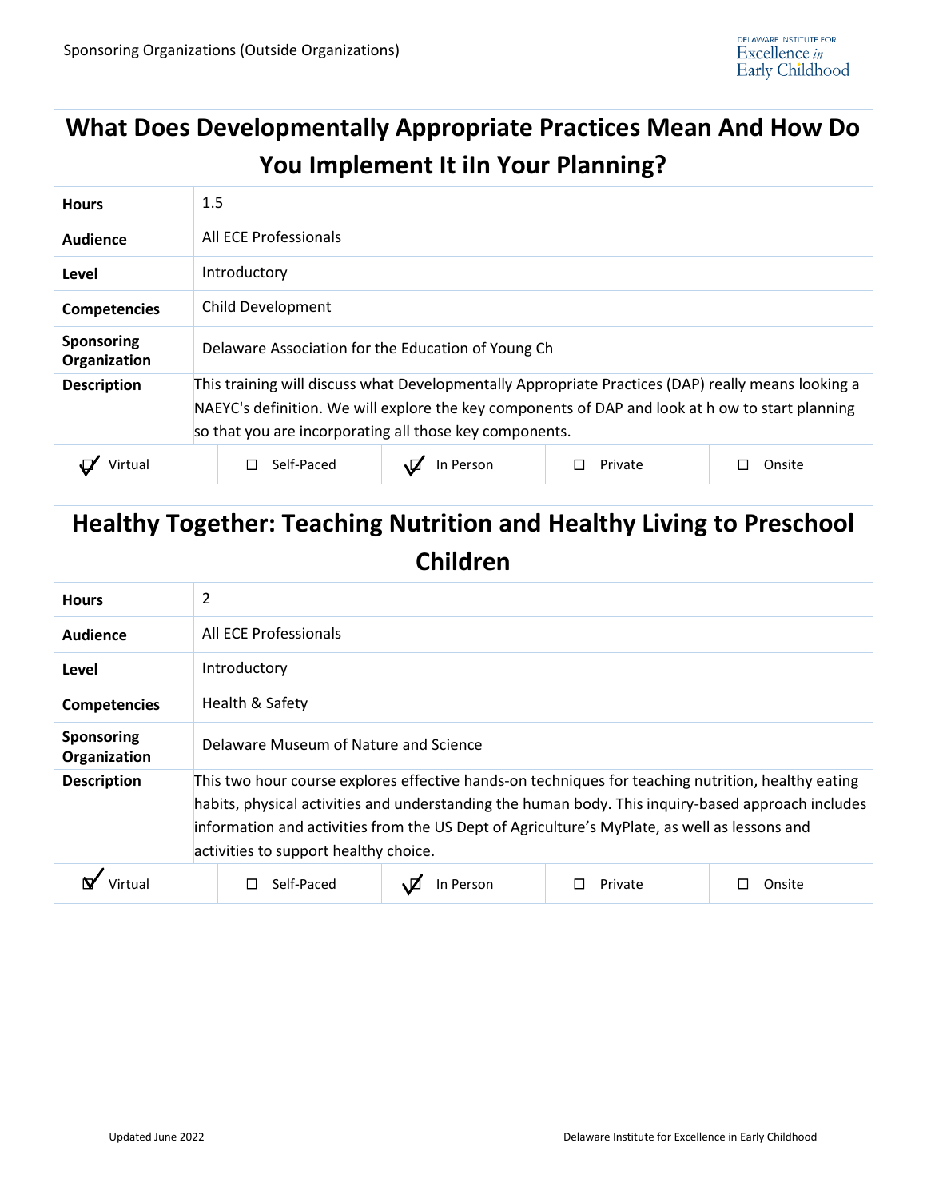## What Does Developmentally Appropriate Practices Mean And How Do You Implement It iIn Your Planning?

| | |
|---|---|
| **Hours** | 1.5 |
| **Audience** | All ECE Professionals |
| **Level** | Introductory |
| **Competencies** | Child Development |
| **Sponsoring Organization** | Delaware Association for the Education of Young Ch |
| **Description** | This training will discuss what Developmentally Appropriate Practices (DAP) really means looking a NAEYC's definition. We will explore the key components of DAP and look at h ow to start planning so that you are incorporating all those key components. |

| ☑ Virtual | ☐ Self-Paced | ☑ In Person | ☐ Private | ☐ Onsite |
|---|---|---|---|---|

## Healthy Together: Teaching Nutrition and Healthy Living to Preschool Children

| | |
|---|---|
| **Hours** | 2 |
| **Audience** | All ECE Professionals |
| **Level** | Introductory |
| **Competencies** | Health & Safety |
| **Sponsoring Organization** | Delaware Museum of Nature and Science |
| **Description** | This two hour course explores effective hands-on techniques for teaching nutrition, healthy eating habits, physical activities and understanding the human body. This inquiry-based approach includes information and activities from the US Dept of Agriculture's MyPlate, as well as lessons and activities to support healthy choice. |

| ☑ Virtual | ☐ Self-Paced | ☑ In Person | ☐ Private | ☐ Onsite |
|---|---|---|---|---|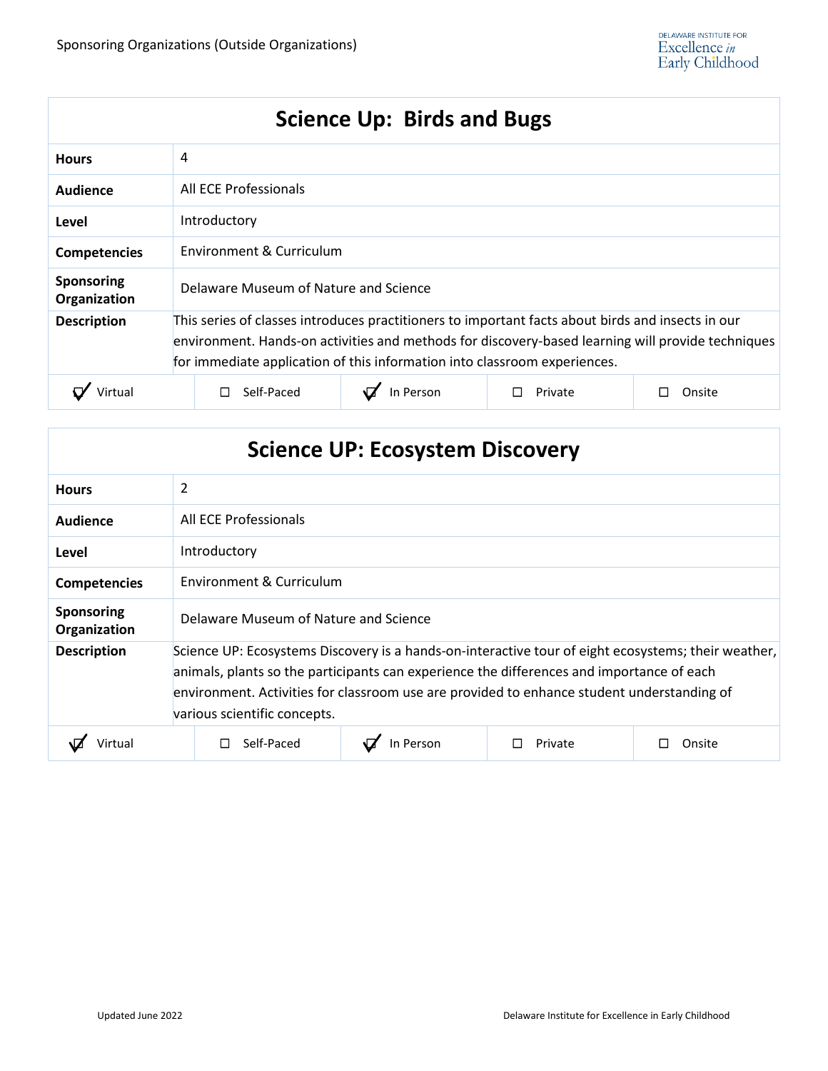Sponsoring Organizations (Outside Organizations)

| Science Up: Birds and Bugs | |
|---|---|
| **Hours** | 4 |
| **Audience** | All ECE Professionals |
| **Level** | Introductory |
| **Competencies** | Environment & Curriculum |
| **Sponsoring Organization** | Delaware Museum of Nature and Science |
| **Description** | This series of classes introduces practitioners to important facts about birds and insects in our environment. Hands-on activities and methods for discovery-based learning will provide techniques for immediate application of this information into classroom experiences. |

☑ Virtual ☐ Self-Paced ☑ In Person ☐ Private ☐ Onsite

| Science UP: Ecosystem Discovery | |
|---|---|
| **Hours** | 2 |
| **Audience** | All ECE Professionals |
| **Level** | Introductory |
| **Competencies** | Environment & Curriculum |
| **Sponsoring Organization** | Delaware Museum of Nature and Science |
| **Description** | Science UP: Ecosystems Discovery is a hands-on-interactive tour of eight ecosystems; their weather, animals, plants so the participants can experience the differences and importance of each environment. Activities for classroom use are provided to enhance student understanding of various scientific concepts. |

☑ Virtual ☐ Self-Paced ☑ In Person ☐ Private ☐ Onsite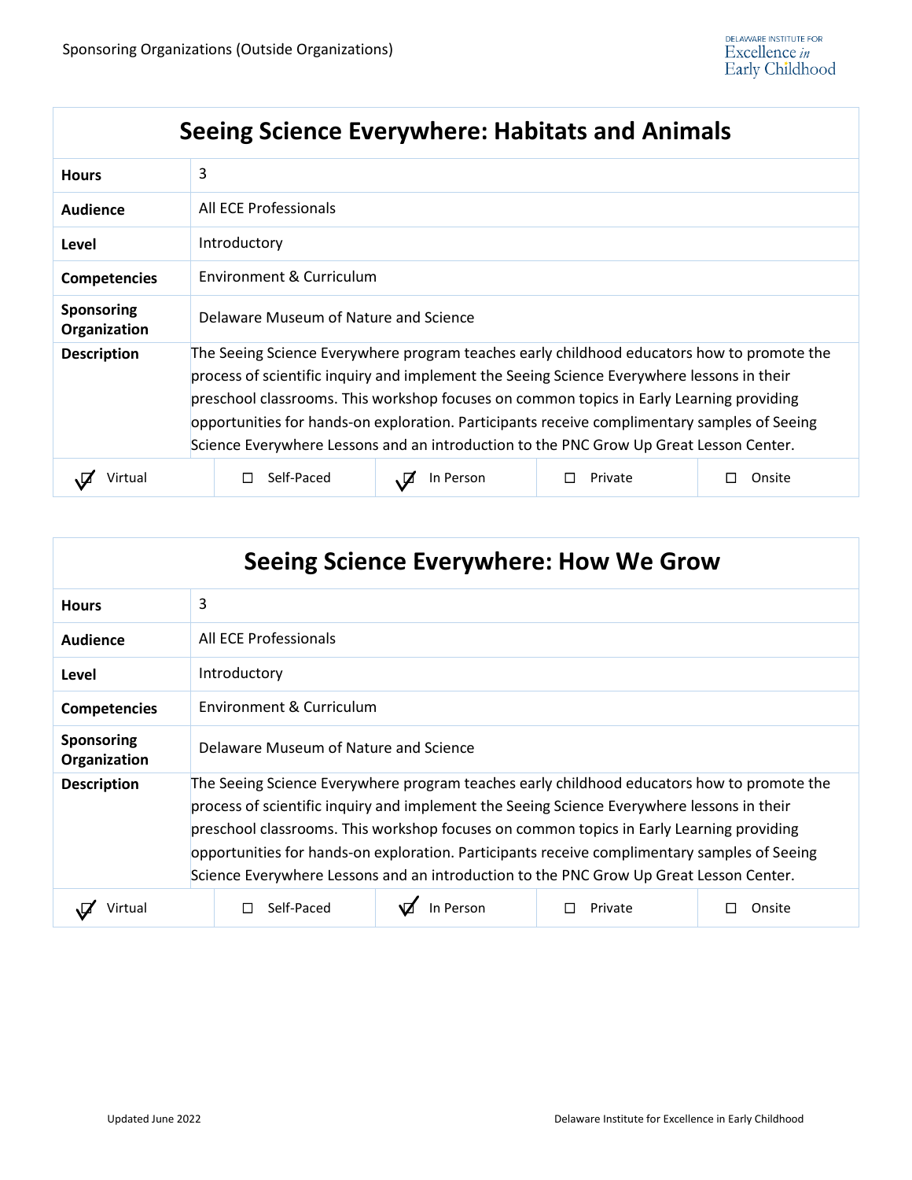| Seeing Science Everywhere: Habitats and Animals | | | | |
|---|---|---|---|---|
| **Hours** | 3 | | | |
| **Audience** | All ECE Professionals | | | |
| **Level** | Introductory | | | |
| **Competencies** | Environment & Curriculum | | | |
| **Sponsoring Organization** | Delaware Museum of Nature and Science | | | |
| **Description** | The Seeing Science Everywhere program teaches early childhood educators how to promote the process of scientific inquiry and implement the Seeing Science Everywhere lessons in their preschool classrooms. This workshop focuses on common topics in Early Learning providing opportunities for hands-on exploration. Participants receive complimentary samples of Seeing Science Everywhere Lessons and an introduction to the PNC Grow Up Great Lesson Center. | | | |
| ☑ Virtual | ☐ Self-Paced | ☑ In Person | ☐ Private | ☐ Onsite |

| Seeing Science Everywhere: How We Grow | | | | |
|---|---|---|---|---|
| **Hours** | 3 | | | |
| **Audience** | All ECE Professionals | | | |
| **Level** | Introductory | | | |
| **Competencies** | Environment & Curriculum | | | |
| **Sponsoring Organization** | Delaware Museum of Nature and Science | | | |
| **Description** | The Seeing Science Everywhere program teaches early childhood educators how to promote the process of scientific inquiry and implement the Seeing Science Everywhere lessons in their preschool classrooms. This workshop focuses on common topics in Early Learning providing opportunities for hands-on exploration. Participants receive complimentary samples of Seeing Science Everywhere Lessons and an introduction to the PNC Grow Up Great Lesson Center. | | | |
| ☑ Virtual | ☐ Self-Paced | ☑ In Person | ☐ Private | ☐ Onsite |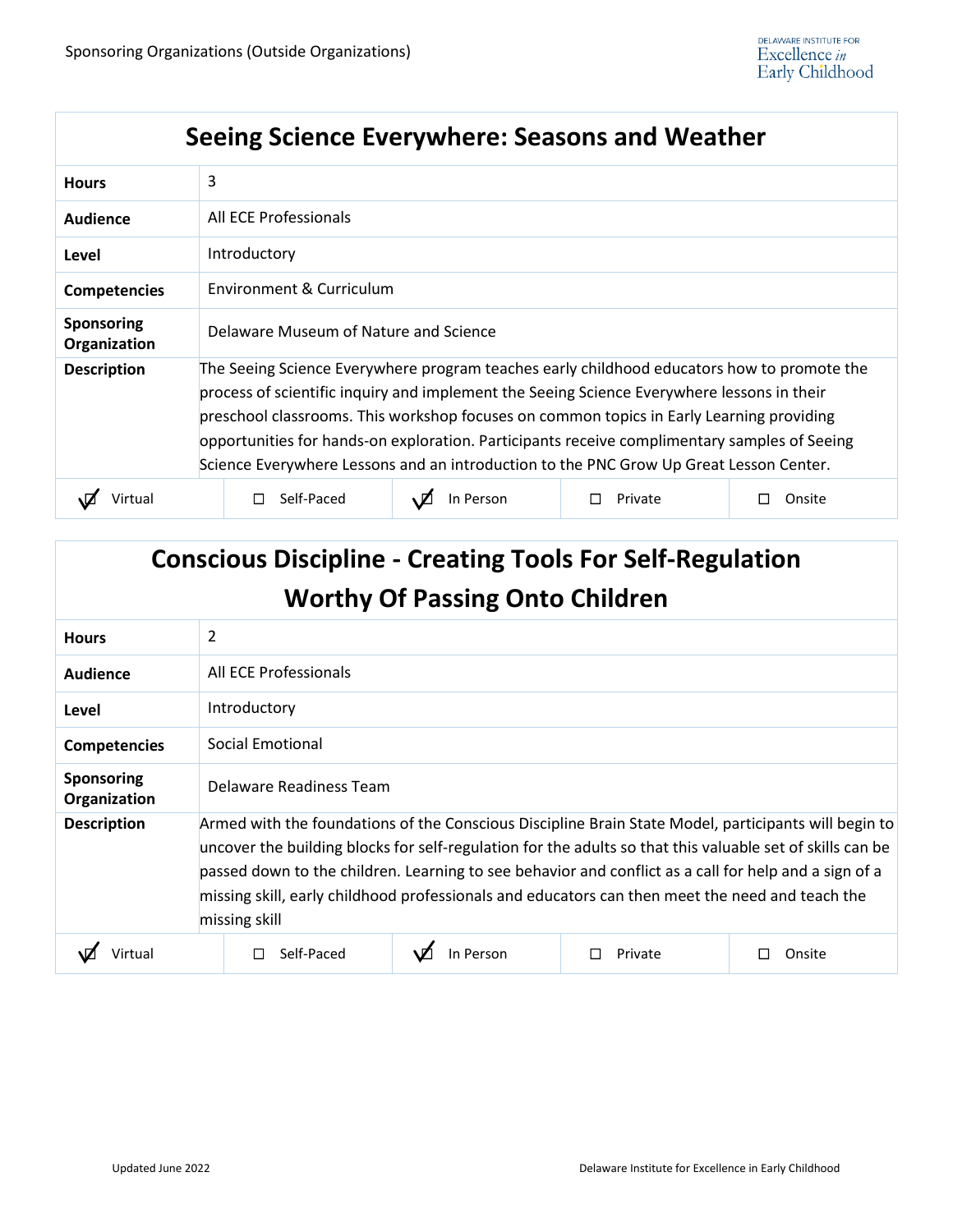Sponsoring Organizations (Outside Organizations)

## Seeing Science Everywhere: Seasons and Weather

| | |
|---|---|
| **Hours** | 3 |
| **Audience** | All ECE Professionals |
| **Level** | Introductory |
| **Competencies** | Environment & Curriculum |
| **Sponsoring Organization** | Delaware Museum of Nature and Science |
| **Description** | The Seeing Science Everywhere program teaches early childhood educators how to promote the process of scientific inquiry and implement the Seeing Science Everywhere lessons in their preschool classrooms. This workshop focuses on common topics in Early Learning providing opportunities for hands-on exploration. Participants receive complimentary samples of Seeing Science Everywhere Lessons and an introduction to the PNC Grow Up Great Lesson Center. |

| ☑ Virtual | ☐ Self-Paced | ☑ In Person | ☐ Private | ☐ Onsite |
|---|---|---|---|---|

## Conscious Discipline - Creating Tools For Self-Regulation Worthy Of Passing Onto Children

| | |
|---|---|
| **Hours** | 2 |
| **Audience** | All ECE Professionals |
| **Level** | Introductory |
| **Competencies** | Social Emotional |
| **Sponsoring Organization** | Delaware Readiness Team |
| **Description** | Armed with the foundations of the Conscious Discipline Brain State Model, participants will begin to uncover the building blocks for self-regulation for the adults so that this valuable set of skills can be passed down to the children. Learning to see behavior and conflict as a call for help and a sign of a missing skill, early childhood professionals and educators can then meet the need and teach the missing skill |

| ☑ Virtual | ☐ Self-Paced | ☑ In Person | ☐ Private | ☐ Onsite |
|---|---|---|---|---|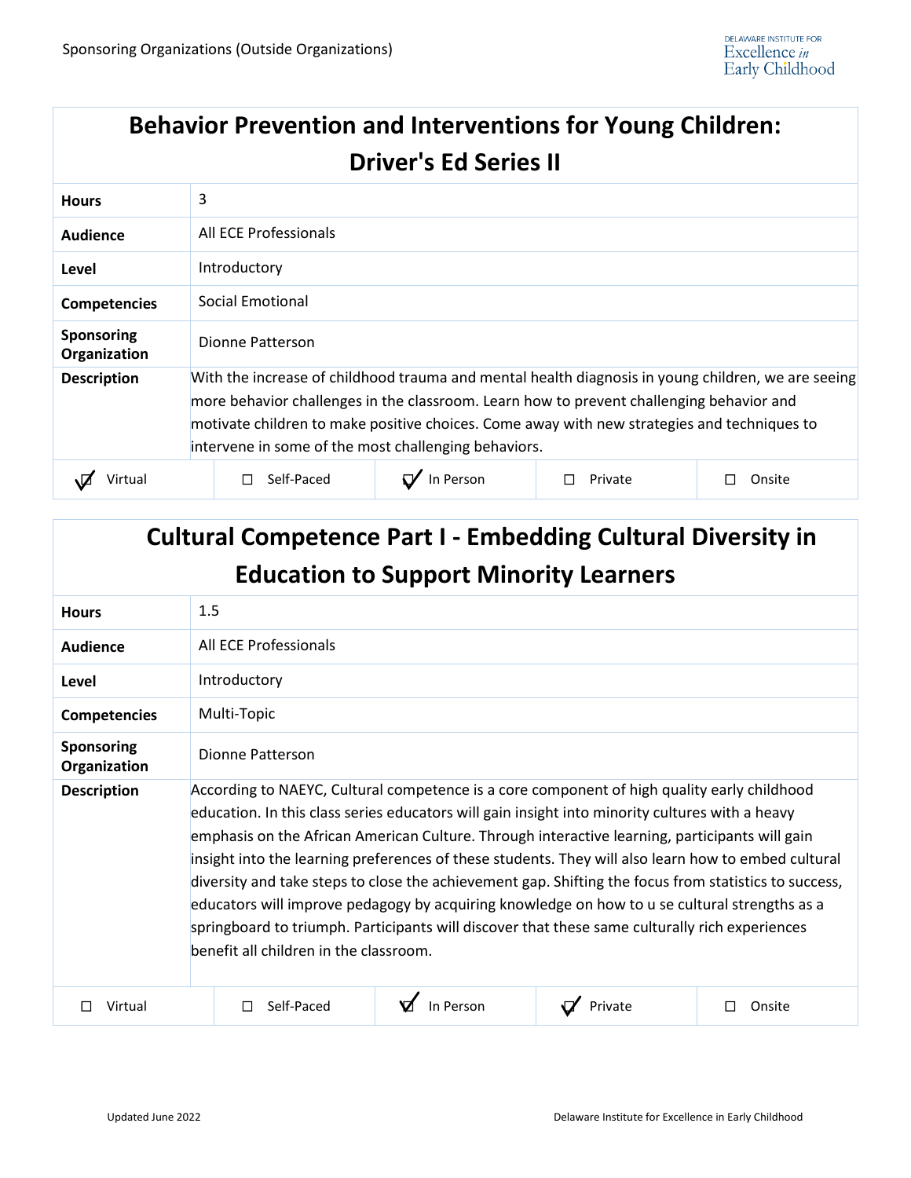## Behavior Prevention and Interventions for Young Children: Driver's Ed Series II

| | |
|---|---|
| **Hours** | 3 |
| **Audience** | All ECE Professionals |
| **Level** | Introductory |
| **Competencies** | Social Emotional |
| **Sponsoring Organization** | Dionne Patterson |
| **Description** | With the increase of childhood trauma and mental health diagnosis in young children, we are seeing more behavior challenges in the classroom. Learn how to prevent challenging behavior and motivate children to make positive choices. Come away with new strategies and techniques to intervene in some of the most challenging behaviors. |

| ☑ Virtual | ☐ Self-Paced | ☑ In Person | ☐ Private | ☐ Onsite |
|---|---|---|---|---|

## Cultural Competence Part I - Embedding Cultural Diversity in Education to Support Minority Learners

| | |
|---|---|
| **Hours** | 1.5 |
| **Audience** | All ECE Professionals |
| **Level** | Introductory |
| **Competencies** | Multi-Topic |
| **Sponsoring Organization** | Dionne Patterson |
| **Description** | According to NAEYC, Cultural competence is a core component of high quality early childhood education. In this class series educators will gain insight into minority cultures with a heavy emphasis on the African American Culture. Through interactive learning, participants will gain insight into the learning preferences of these students. They will also learn how to embed cultural diversity and take steps to close the achievement gap. Shifting the focus from statistics to success, educators will improve pedagogy by acquiring knowledge on how to u se cultural strengths as a springboard to triumph. Participants will discover that these same culturally rich experiences benefit all children in the classroom. |

| ☐ Virtual | ☐ Self-Paced | ☑ In Person | ☑ Private | ☐ Onsite |
|---|---|---|---|---|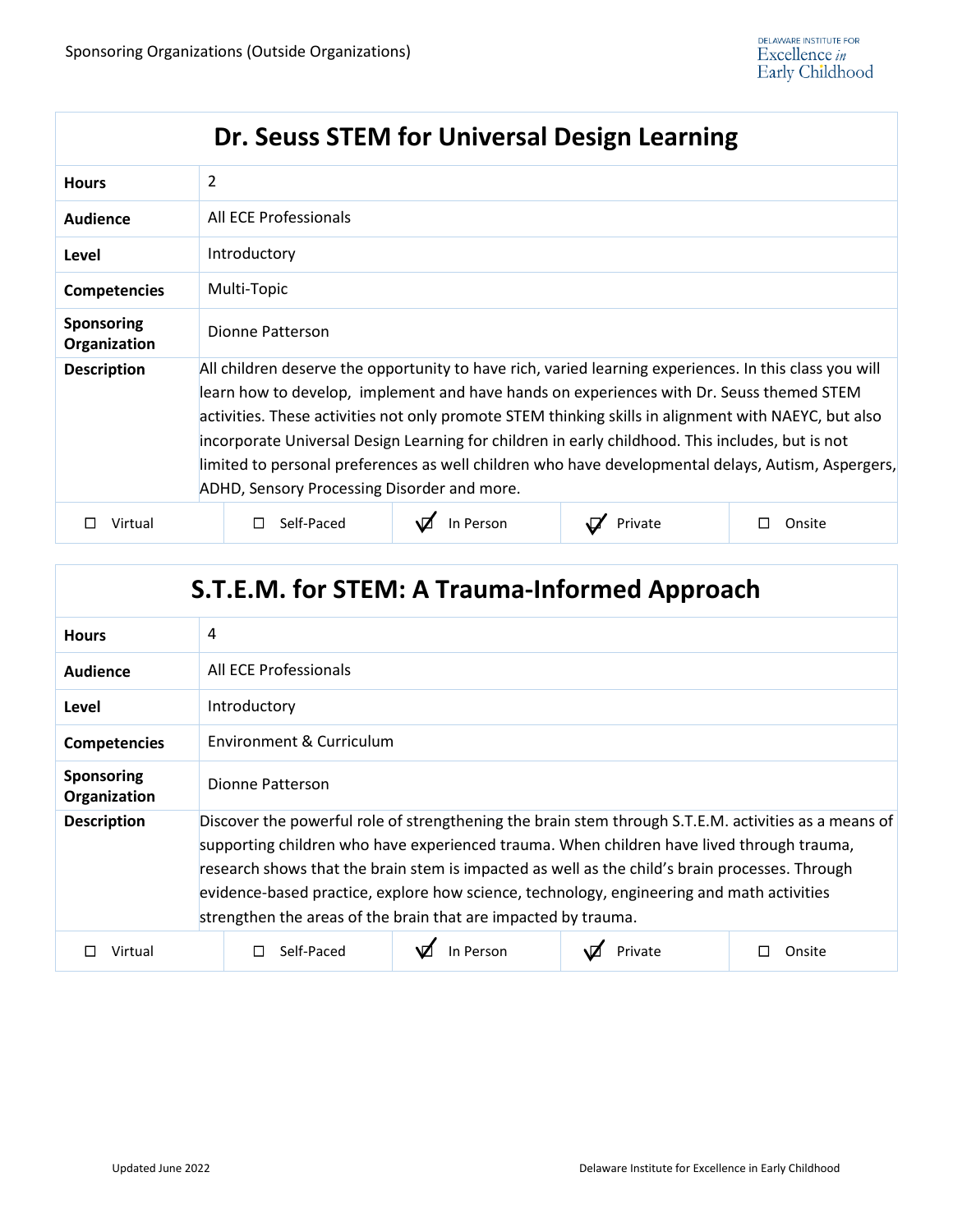Sponsoring Organizations (Outside Organizations)

| Dr. Seuss STEM for Universal Design Learning | |
|---|---|
| **Hours** | 2 |
| **Audience** | All ECE Professionals |
| **Level** | Introductory |
| **Competencies** | Multi-Topic |
| **Sponsoring Organization** | Dionne Patterson |
| **Description** | All children deserve the opportunity to have rich, varied learning experiences. In this class you will learn how to develop, implement and have hands on experiences with Dr. Seuss themed STEM activities. These activities not only promote STEM thinking skills in alignment with NAEYC, but also incorporate Universal Design Learning for children in early childhood. This includes, but is not limited to personal preferences as well children who have developmental delays, Autism, Aspergers, ADHD, Sensory Processing Disorder and more. |

| ☐ Virtual | ☐ Self-Paced | ☑ In Person | ☑ Private | ☐ Onsite |
|---|---|---|---|---|

| S.T.E.M. for STEM: A Trauma-Informed Approach | |
|---|---|
| **Hours** | 4 |
| **Audience** | All ECE Professionals |
| **Level** | Introductory |
| **Competencies** | Environment & Curriculum |
| **Sponsoring Organization** | Dionne Patterson |
| **Description** | Discover the powerful role of strengthening the brain stem through S.T.E.M. activities as a means of supporting children who have experienced trauma. When children have lived through trauma, research shows that the brain stem is impacted as well as the child's brain processes. Through evidence-based practice, explore how science, technology, engineering and math activities strengthen the areas of the brain that are impacted by trauma. |

| ☐ Virtual | ☐ Self-Paced | ☑ In Person | ☑ Private | ☐ Onsite |
|---|---|---|---|---|

Updated June 2022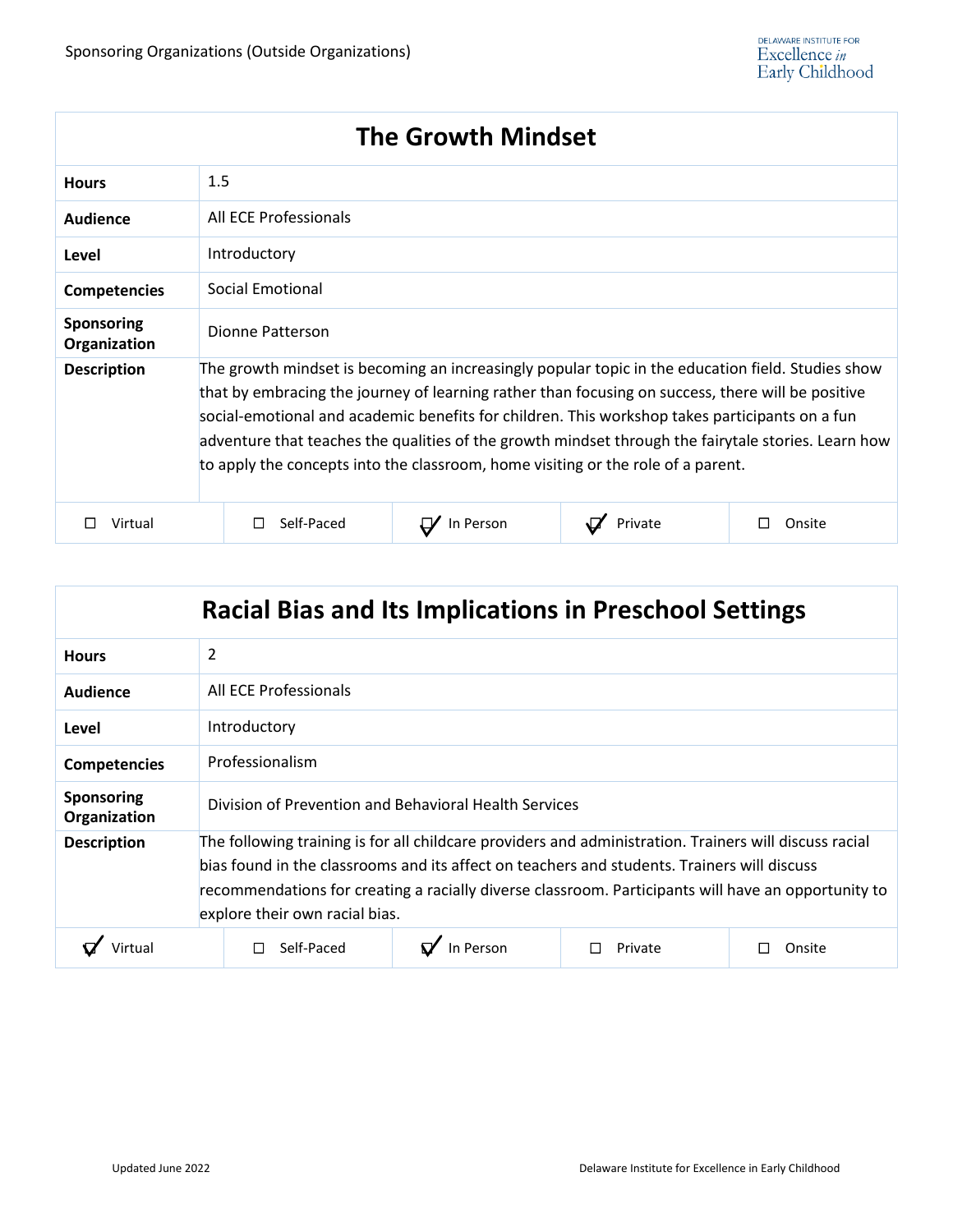## The Growth Mindset

| | |
|---|---|
| **Hours** | 1.5 |
| **Audience** | All ECE Professionals |
| **Level** | Introductory |
| **Competencies** | Social Emotional |
| **Sponsoring Organization** | Dionne Patterson |
| **Description** | The growth mindset is becoming an increasingly popular topic in the education field. Studies show that by embracing the journey of learning rather than focusing on success, there will be positive social-emotional and academic benefits for children. This workshop takes participants on a fun adventure that teaches the qualities of the growth mindset through the fairytale stories. Learn how to apply the concepts into the classroom, home visiting or the role of a parent. |

| ☐ Virtual | ☐ Self-Paced | ☑ In Person | ☑ Private | ☐ Onsite |
|---|---|---|---|---|

## Racial Bias and Its Implications in Preschool Settings

| | |
|---|---|
| **Hours** | 2 |
| **Audience** | All ECE Professionals |
| **Level** | Introductory |
| **Competencies** | Professionalism |
| **Sponsoring Organization** | Division of Prevention and Behavioral Health Services |
| **Description** | The following training is for all childcare providers and administration. Trainers will discuss racial bias found in the classrooms and its affect on teachers and students. Trainers will discuss recommendations for creating a racially diverse classroom. Participants will have an opportunity to explore their own racial bias. |

| ☑ Virtual | ☐ Self-Paced | ☑ In Person | ☐ Private | ☐ Onsite |
|---|---|---|---|---|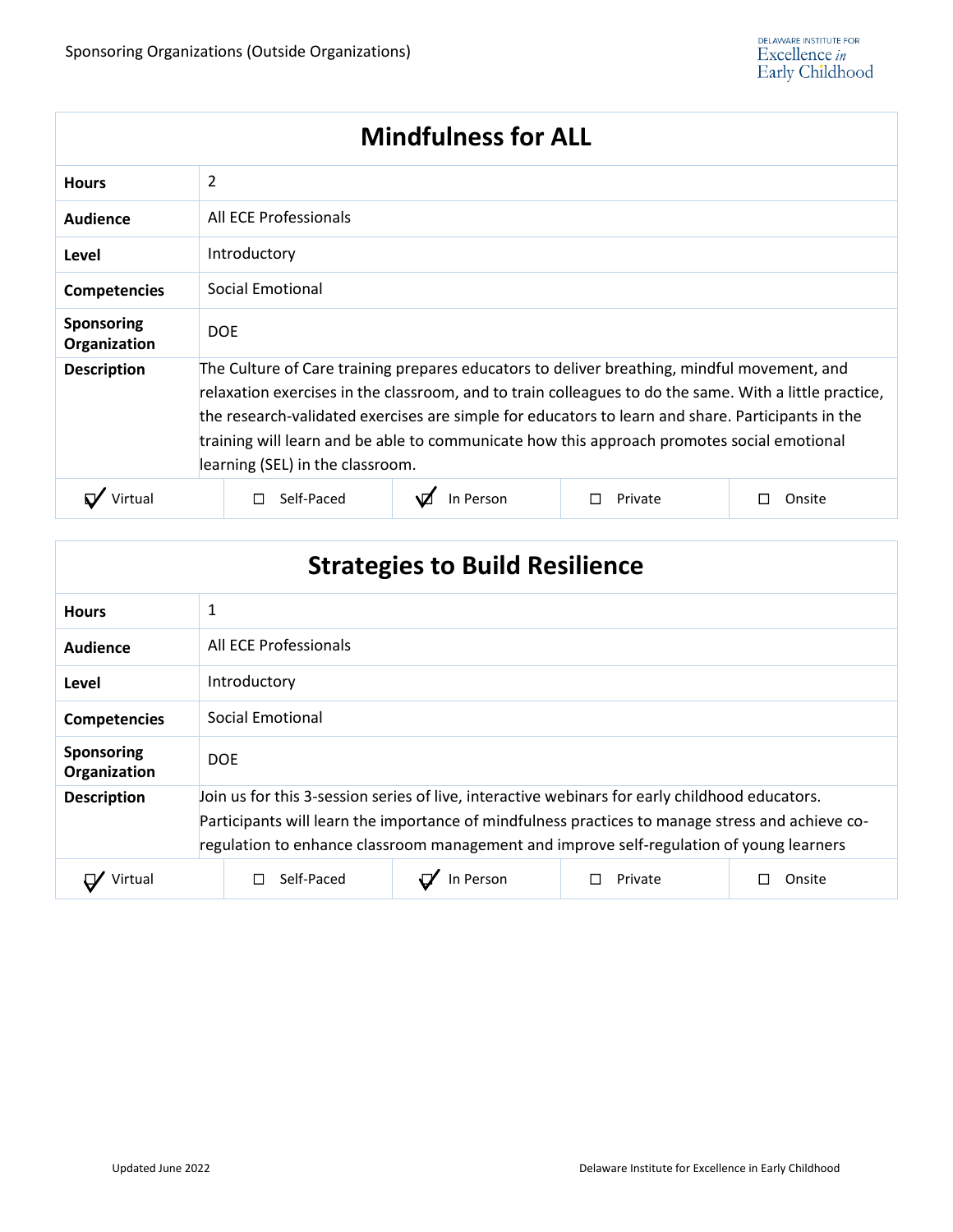## Mindfulness for ALL

| | |
|---|---|
| **Hours** | 2 |
| **Audience** | All ECE Professionals |
| **Level** | Introductory |
| **Competencies** | Social Emotional |
| **Sponsoring Organization** | DOE |
| **Description** | The Culture of Care training prepares educators to deliver breathing, mindful movement, and relaxation exercises in the classroom, and to train colleagues to do the same. With a little practice, the research-validated exercises are simple for educators to learn and share. Participants in the training will learn and be able to communicate how this approach promotes social emotional learning (SEL) in the classroom. |

| ☑ Virtual | ☐ Self-Paced | ☑ In Person | ☐ Private | ☐ Onsite |
|---|---|---|---|---|

## Strategies to Build Resilience

| | |
|---|---|
| **Hours** | 1 |
| **Audience** | All ECE Professionals |
| **Level** | Introductory |
| **Competencies** | Social Emotional |
| **Sponsoring Organization** | DOE |
| **Description** | Join us for this 3-session series of live, interactive webinars for early childhood educators. Participants will learn the importance of mindfulness practices to manage stress and achieve co-regulation to enhance classroom management and improve self-regulation of young learners |

| ☑ Virtual | ☐ Self-Paced | ☑ In Person | ☐ Private | ☐ Onsite |
|---|---|---|---|---|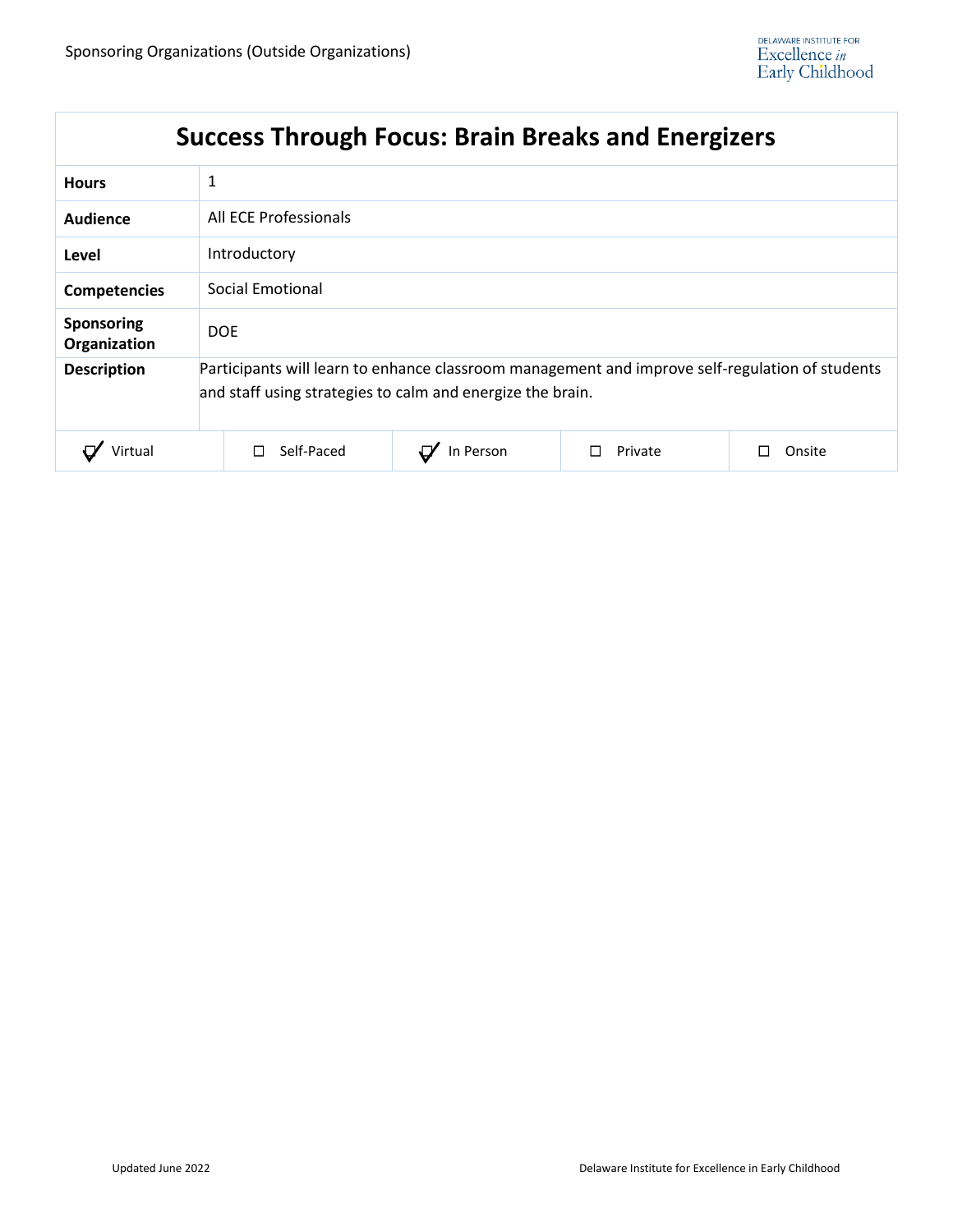# Success Through Focus: Brain Breaks and Energizers

| | |
|---|---|
| **Hours** | 1 |
| **Audience** | All ECE Professionals |
| **Level** | Introductory |
| **Competencies** | Social Emotional |
| **Sponsoring Organization** | DOE |
| **Description** | Participants will learn to enhance classroom management and improve self-regulation of students and staff using strategies to calm and energize the brain. |

| | | | | |
|---|---|---|---|---|
| ☑ Virtual | ☐ Self-Paced | ☑ In Person | ☐ Private | ☐ Onsite |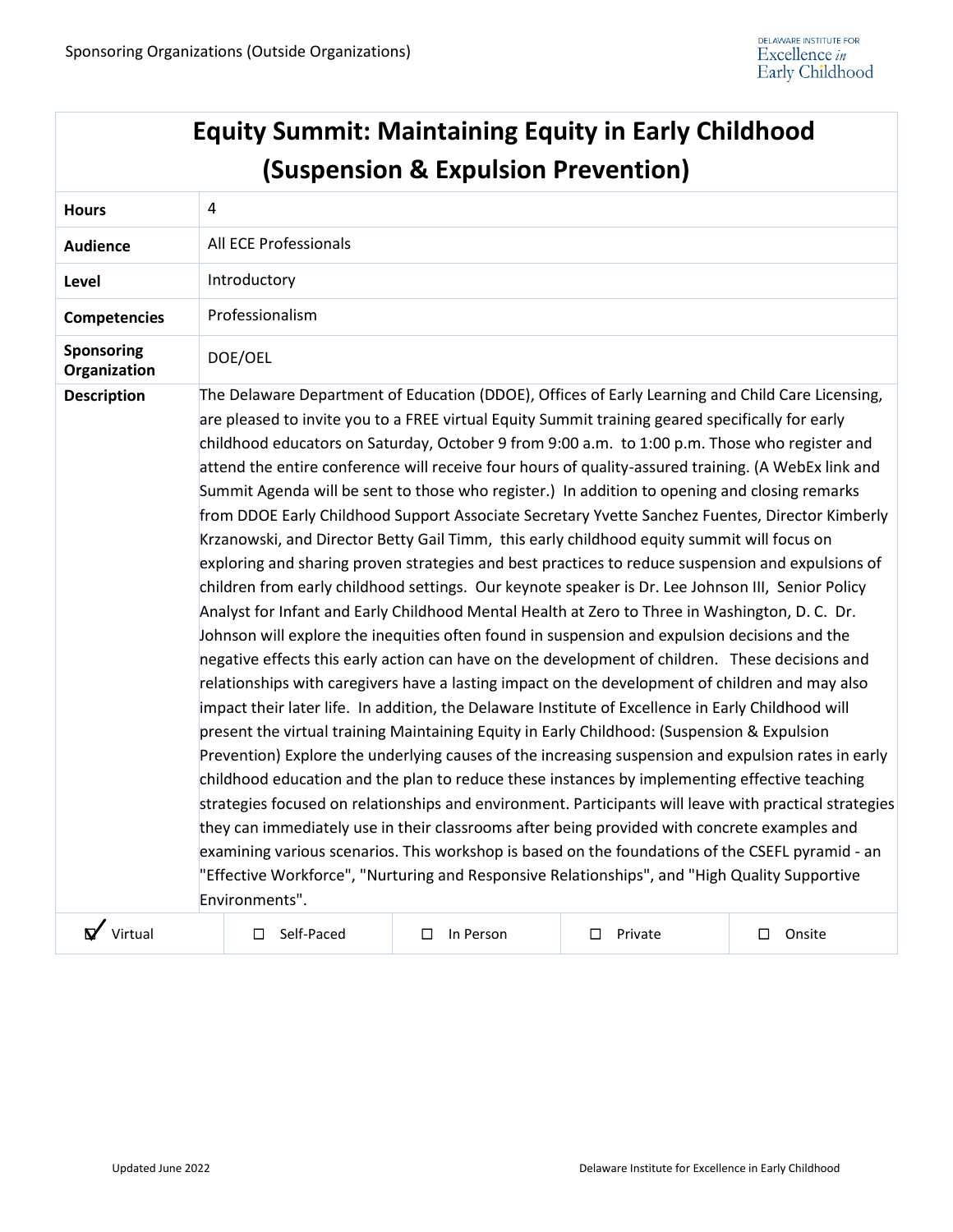# Equity Summit: Maintaining Equity in Early Childhood (Suspension & Expulsion Prevention)

| | |
|---|---|
| **Hours** | 4 |
| **Audience** | All ECE Professionals |
| **Level** | Introductory |
| **Competencies** | Professionalism |
| **Sponsoring Organization** | DOE/OEL |
| **Description** | The Delaware Department of Education (DDOE), Offices of Early Learning and Child Care Licensing, are pleased to invite you to a FREE virtual Equity Summit training geared specifically for early childhood educators on Saturday, October 9 from 9:00 a.m. to 1:00 p.m. Those who register and attend the entire conference will receive four hours of quality-assured training. (A WebEx link and Summit Agenda will be sent to those who register.) In addition to opening and closing remarks from DDOE Early Childhood Support Associate Secretary Yvette Sanchez Fuentes, Director Kimberly Krzanowski, and Director Betty Gail Timm, this early childhood equity summit will focus on exploring and sharing proven strategies and best practices to reduce suspension and expulsions of children from early childhood settings. Our keynote speaker is Dr. Lee Johnson III, Senior Policy Analyst for Infant and Early Childhood Mental Health at Zero to Three in Washington, D. C. Dr. Johnson will explore the inequities often found in suspension and expulsion decisions and the negative effects this early action can have on the development of children. These decisions and relationships with caregivers have a lasting impact on the development of children and may also impact their later life. In addition, the Delaware Institute of Excellence in Early Childhood will present the virtual training Maintaining Equity in Early Childhood: (Suspension & Expulsion Prevention) Explore the underlying causes of the increasing suspension and expulsion rates in early childhood education and the plan to reduce these instances by implementing effective teaching strategies focused on relationships and environment. Participants will leave with practical strategies they can immediately use in their classrooms after being provided with concrete examples and examining various scenarios. This workshop is based on the foundations of the CSEFL pyramid - an "Effective Workforce", "Nurturing and Responsive Relationships", and "High Quality Supportive Environments". |

| ☑ Virtual | ☐ Self-Paced | ☐ In Person | ☐ Private | ☐ Onsite |
|---|---|---|---|---|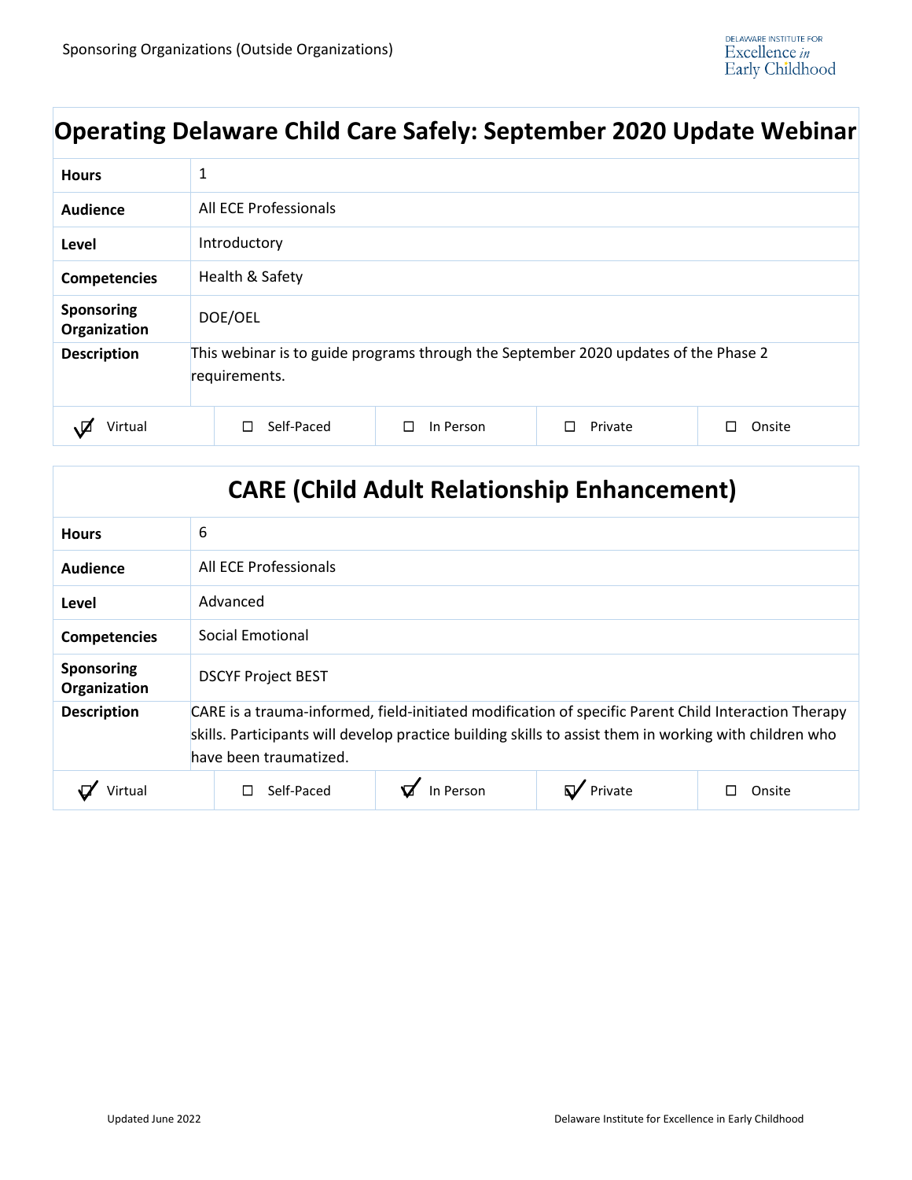Sponsoring Organizations (Outside Organizations)

## Operating Delaware Child Care Safely: September 2020 Update Webinar

| | |
|---|---|
| **Hours** | 1 |
| **Audience** | All ECE Professionals |
| **Level** | Introductory |
| **Competencies** | Health & Safety |
| **Sponsoring Organization** | DOE/OEL |
| **Description** | This webinar is to guide programs through the September 2020 updates of the Phase 2 requirements. |

| ☑ Virtual | ☐ Self-Paced | ☐ In Person | ☐ Private | ☐ Onsite |
|---|---|---|---|---|

## CARE (Child Adult Relationship Enhancement)

| | |
|---|---|
| **Hours** | 6 |
| **Audience** | All ECE Professionals |
| **Level** | Advanced |
| **Competencies** | Social Emotional |
| **Sponsoring Organization** | DSCYF Project BEST |
| **Description** | CARE is a trauma-informed, field-initiated modification of specific Parent Child Interaction Therapy skills. Participants will develop practice building skills to assist them in working with children who have been traumatized. |

| ☑ Virtual | ☐ Self-Paced | ☑ In Person | ☑ Private | ☐ Onsite |
|---|---|---|---|---|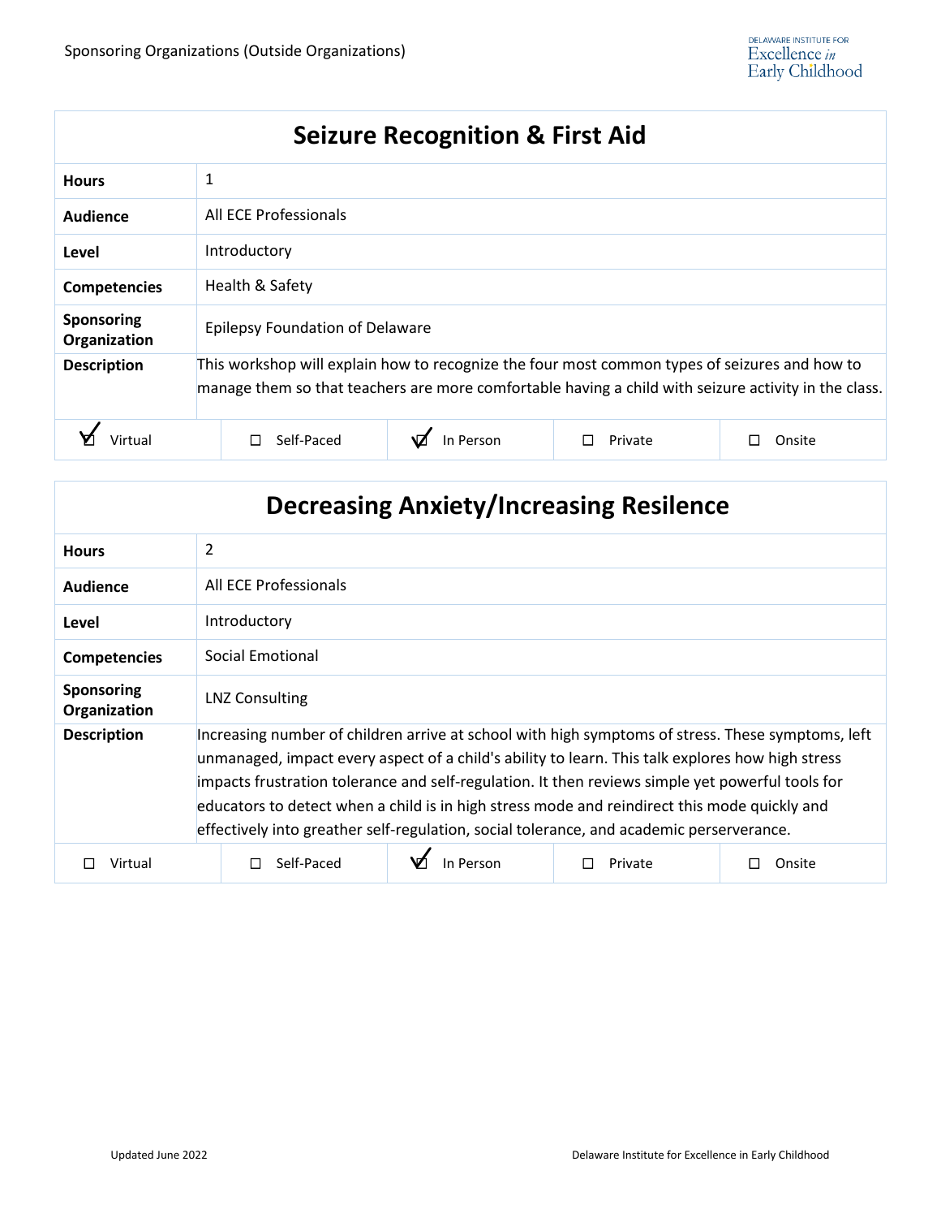Sponsoring Organizations (Outside Organizations)

| Seizure Recognition & First Aid | |
|---|---|
| **Hours** | 1 |
| **Audience** | All ECE Professionals |
| **Level** | Introductory |
| **Competencies** | Health & Safety |
| **Sponsoring Organization** | Epilepsy Foundation of Delaware |
| **Description** | This workshop will explain how to recognize the four most common types of seizures and how to manage them so that teachers are more comfortable having a child with seizure activity in the class. |

| ☑ Virtual | ☐ Self-Paced | ☑ In Person | ☐ Private | ☐ Onsite |
|---|---|---|---|---|

| Decreasing Anxiety/Increasing Resilence | |
|---|---|
| **Hours** | 2 |
| **Audience** | All ECE Professionals |
| **Level** | Introductory |
| **Competencies** | Social Emotional |
| **Sponsoring Organization** | LNZ Consulting |
| **Description** | Increasing number of children arrive at school with high symptoms of stress. These symptoms, left unmanaged, impact every aspect of a child's ability to learn. This talk explores how high stress impacts frustration tolerance and self-regulation. It then reviews simple yet powerful tools for educators to detect when a child is in high stress mode and reindirect this mode quickly and effectively into greather self-regulation, social tolerance, and academic perserverance. |

| ☐ Virtual | ☐ Self-Paced | ☑ In Person | ☐ Private | ☐ Onsite |
|---|---|---|---|---|

Updated June 2022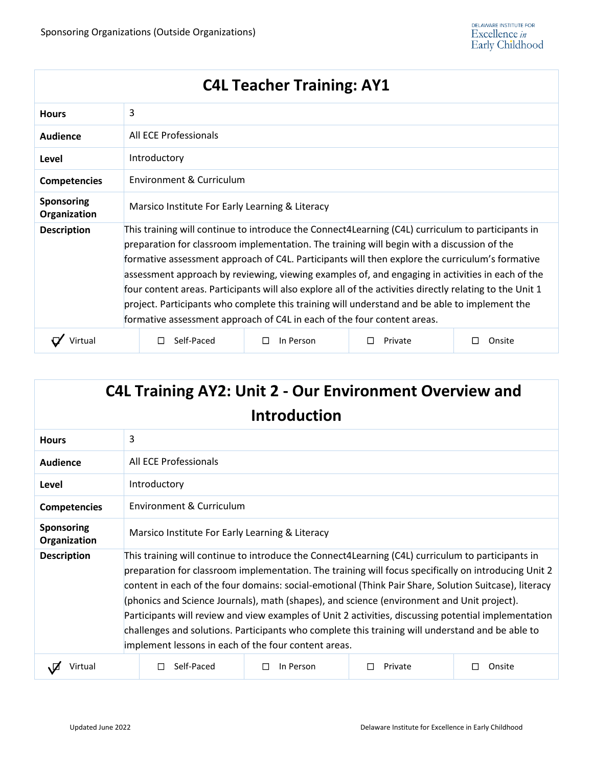## C4L Teacher Training: AY1

| | |
|---|---|
| **Hours** | 3 |
| **Audience** | All ECE Professionals |
| **Level** | Introductory |
| **Competencies** | Environment & Curriculum |
| **Sponsoring Organization** | Marsico Institute For Early Learning & Literacy |
| **Description** | This training will continue to introduce the Connect4Learning (C4L) curriculum to participants in preparation for classroom implementation. The training will begin with a discussion of the formative assessment approach of C4L. Participants will then explore the curriculum's formative assessment approach by reviewing, viewing examples of, and engaging in activities in each of the four content areas. Participants will also explore all of the activities directly relating to the Unit 1 project. Participants who complete this training will understand and be able to implement the formative assessment approach of C4L in each of the four content areas. |

| ☑ Virtual | ☐ Self-Paced | ☐ In Person | ☐ Private | ☐ Onsite |
|---|---|---|---|---|

## C4L Training AY2: Unit 2 - Our Environment Overview and Introduction

| | |
|---|---|
| **Hours** | 3 |
| **Audience** | All ECE Professionals |
| **Level** | Introductory |
| **Competencies** | Environment & Curriculum |
| **Sponsoring Organization** | Marsico Institute For Early Learning & Literacy |
| **Description** | This training will continue to introduce the Connect4Learning (C4L) curriculum to participants in preparation for classroom implementation. The training will focus specifically on introducing Unit 2 content in each of the four domains: social-emotional (Think Pair Share, Solution Suitcase), literacy (phonics and Science Journals), math (shapes), and science (environment and Unit project). Participants will review and view examples of Unit 2 activities, discussing potential implementation challenges and solutions. Participants who complete this training will understand and be able to implement lessons in each of the four content areas. |

| ☑ Virtual | ☐ Self-Paced | ☐ In Person | ☐ Private | ☐ Onsite |
|---|---|---|---|---|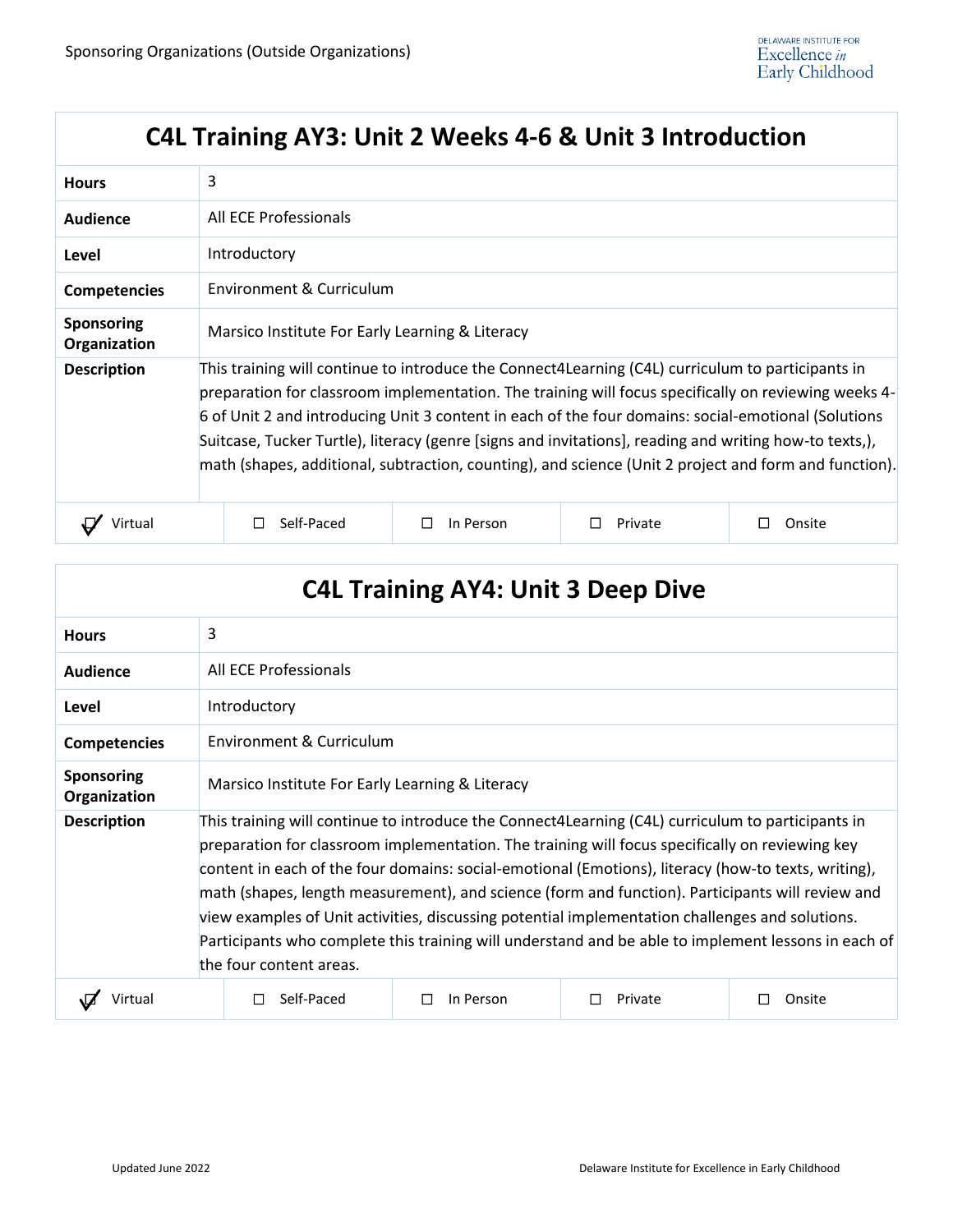Sponsoring Organizations (Outside Organizations)

## C4L Training AY3: Unit 2 Weeks 4-6 & Unit 3 Introduction

| | |
|---|---|
| **Hours** | 3 |
| **Audience** | All ECE Professionals |
| **Level** | Introductory |
| **Competencies** | Environment & Curriculum |
| **Sponsoring Organization** | Marsico Institute For Early Learning & Literacy |
| **Description** | This training will continue to introduce the Connect4Learning (C4L) curriculum to participants in preparation for classroom implementation. The training will focus specifically on reviewing weeks 4-6 of Unit 2 and introducing Unit 3 content in each of the four domains: social-emotional (Solutions Suitcase, Tucker Turtle), literacy (genre [signs and invitations], reading and writing how-to texts,), math (shapes, additional, subtraction, counting), and science (Unit 2 project and form and function). |

| ☑ Virtual | ☐ Self-Paced | ☐ In Person | ☐ Private | ☐ Onsite |
|---|---|---|---|---|

## C4L Training AY4: Unit 3 Deep Dive

| | |
|---|---|
| **Hours** | 3 |
| **Audience** | All ECE Professionals |
| **Level** | Introductory |
| **Competencies** | Environment & Curriculum |
| **Sponsoring Organization** | Marsico Institute For Early Learning & Literacy |
| **Description** | This training will continue to introduce the Connect4Learning (C4L) curriculum to participants in preparation for classroom implementation. The training will focus specifically on reviewing key content in each of the four domains: social-emotional (Emotions), literacy (how-to texts, writing), math (shapes, length measurement), and science (form and function). Participants will review and view examples of Unit activities, discussing potential implementation challenges and solutions. Participants who complete this training will understand and be able to implement lessons in each of the four content areas. |

| ☑ Virtual | ☐ Self-Paced | ☐ In Person | ☐ Private | ☐ Onsite |
|---|---|---|---|---|

Updated June 2022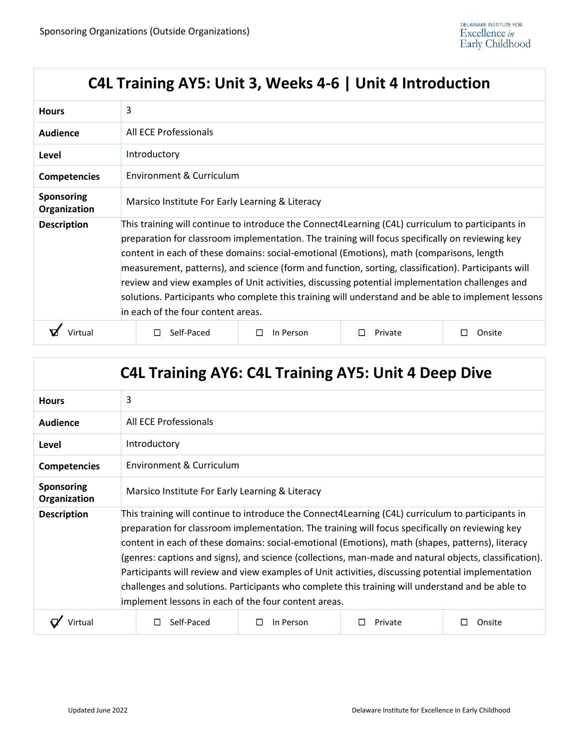## C4L Training AY5: Unit 3, Weeks 4-6 | Unit 4 Introduction

| | |
|---|---|
| **Hours** | 3 |
| **Audience** | All ECE Professionals |
| **Level** | Introductory |
| **Competencies** | Environment & Curriculum |
| **Sponsoring Organization** | Marsico Institute For Early Learning & Literacy |
| **Description** | This training will continue to introduce the Connect4Learning (C4L) curriculum to participants in preparation for classroom implementation. The training will focus specifically on reviewing key content in each of these domains: social-emotional (Emotions), math (comparisons, length measurement, patterns), and science (form and function, sorting, classification). Participants will review and view examples of Unit activities, discussing potential implementation challenges and solutions. Participants who complete this training will understand and be able to implement lessons in each of the four content areas. |

☑ Virtual ☐ Self-Paced ☐ In Person ☐ Private ☐ Onsite

## C4L Training AY6: C4L Training AY5: Unit 4 Deep Dive

| | |
|---|---|
| **Hours** | 3 |
| **Audience** | All ECE Professionals |
| **Level** | Introductory |
| **Competencies** | Environment & Curriculum |
| **Sponsoring Organization** | Marsico Institute For Early Learning & Literacy |
| **Description** | This training will continue to introduce the Connect4Learning (C4L) curriculum to participants in preparation for classroom implementation. The training will focus specifically on reviewing key content in each of these domains: social-emotional (Emotions), math (shapes, patterns), literacy (genres: captions and signs), and science (collections, man-made and natural objects, classification). Participants will review and view examples of Unit activities, discussing potential implementation challenges and solutions. Participants who complete this training will understand and be able to implement lessons in each of the four content areas. |

☑ Virtual ☐ Self-Paced ☐ In Person ☐ Private ☐ Onsite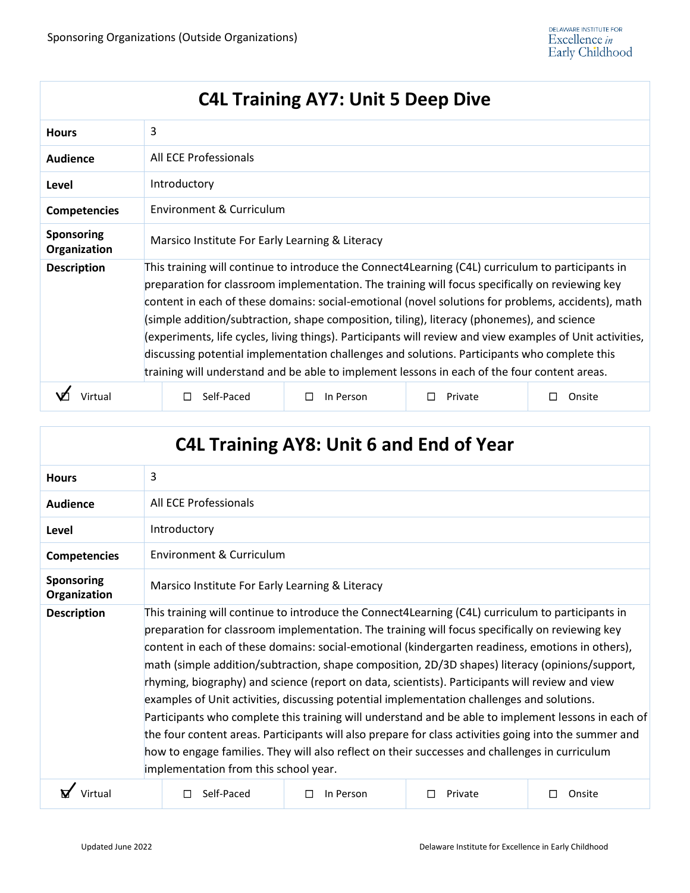## C4L Training AY7: Unit 5 Deep Dive

| | |
|---|---|
| **Hours** | 3 |
| **Audience** | All ECE Professionals |
| **Level** | Introductory |
| **Competencies** | Environment & Curriculum |
| **Sponsoring Organization** | Marsico Institute For Early Learning & Literacy |
| **Description** | This training will continue to introduce the Connect4Learning (C4L) curriculum to participants in preparation for classroom implementation. The training will focus specifically on reviewing key content in each of these domains: social-emotional (novel solutions for problems, accidents), math (simple addition/subtraction, shape composition, tiling), literacy (phonemes), and science (experiments, life cycles, living things). Participants will review and view examples of Unit activities, discussing potential implementation challenges and solutions. Participants who complete this training will understand and be able to implement lessons in each of the four content areas. |

| ☑ Virtual | ☐ Self-Paced | ☐ In Person | ☐ Private | ☐ Onsite |
|---|---|---|---|---|

## C4L Training AY8: Unit 6 and End of Year

| | |
|---|---|
| **Hours** | 3 |
| **Audience** | All ECE Professionals |
| **Level** | Introductory |
| **Competencies** | Environment & Curriculum |
| **Sponsoring Organization** | Marsico Institute For Early Learning & Literacy |
| **Description** | This training will continue to introduce the Connect4Learning (C4L) curriculum to participants in preparation for classroom implementation. The training will focus specifically on reviewing key content in each of these domains: social-emotional (kindergarten readiness, emotions in others), math (simple addition/subtraction, shape composition, 2D/3D shapes) literacy (opinions/support, rhyming, biography) and science (report on data, scientists). Participants will review and view examples of Unit activities, discussing potential implementation challenges and solutions. Participants who complete this training will understand and be able to implement lessons in each of the four content areas. Participants will also prepare for class activities going into the summer and how to engage families. They will also reflect on their successes and challenges in curriculum implementation from this school year. |

| ☑ Virtual | ☐ Self-Paced | ☐ In Person | ☐ Private | ☐ Onsite |
|---|---|---|---|---|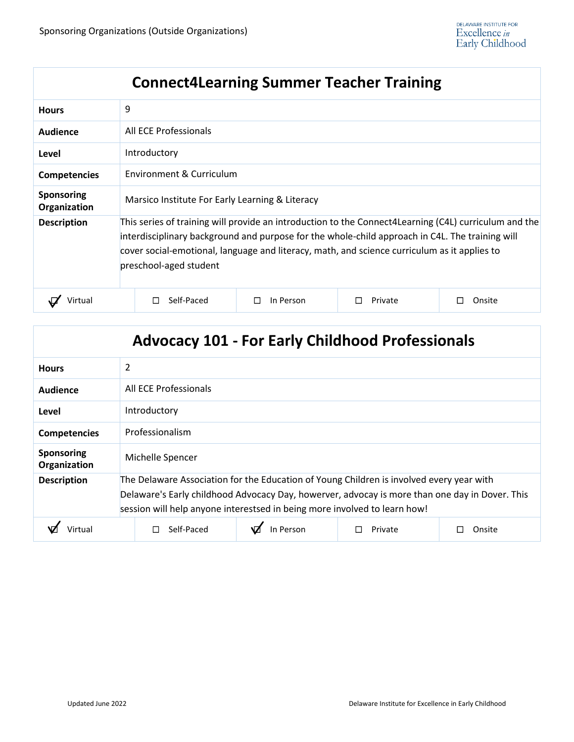## Connect4Learning Summer Teacher Training

| | |
|---|---|
| **Hours** | 9 |
| **Audience** | All ECE Professionals |
| **Level** | Introductory |
| **Competencies** | Environment & Curriculum |
| **Sponsoring Organization** | Marsico Institute For Early Learning & Literacy |
| **Description** | This series of training will provide an introduction to the Connect4Learning (C4L) curriculum and the interdisciplinary background and purpose for the whole-child approach in C4L. The training will cover social-emotional, language and literacy, math, and science curriculum as it applies to preschool-aged student |

| ☑ Virtual | ☐ Self-Paced | ☐ In Person | ☐ Private | ☐ Onsite |
|---|---|---|---|---|

## Advocacy 101 - For Early Childhood Professionals

| | |
|---|---|
| **Hours** | 2 |
| **Audience** | All ECE Professionals |
| **Level** | Introductory |
| **Competencies** | Professionalism |
| **Sponsoring Organization** | Michelle Spencer |
| **Description** | The Delaware Association for the Education of Young Children is involved every year with Delaware's Early childhood Advocacy Day, howerver, advocay is more than one day in Dover. This session will help anyone interestsed in being more involved to learn how! |

| ☑ Virtual | ☐ Self-Paced | ☑ In Person | ☐ Private | ☐ Onsite |
|---|---|---|---|---|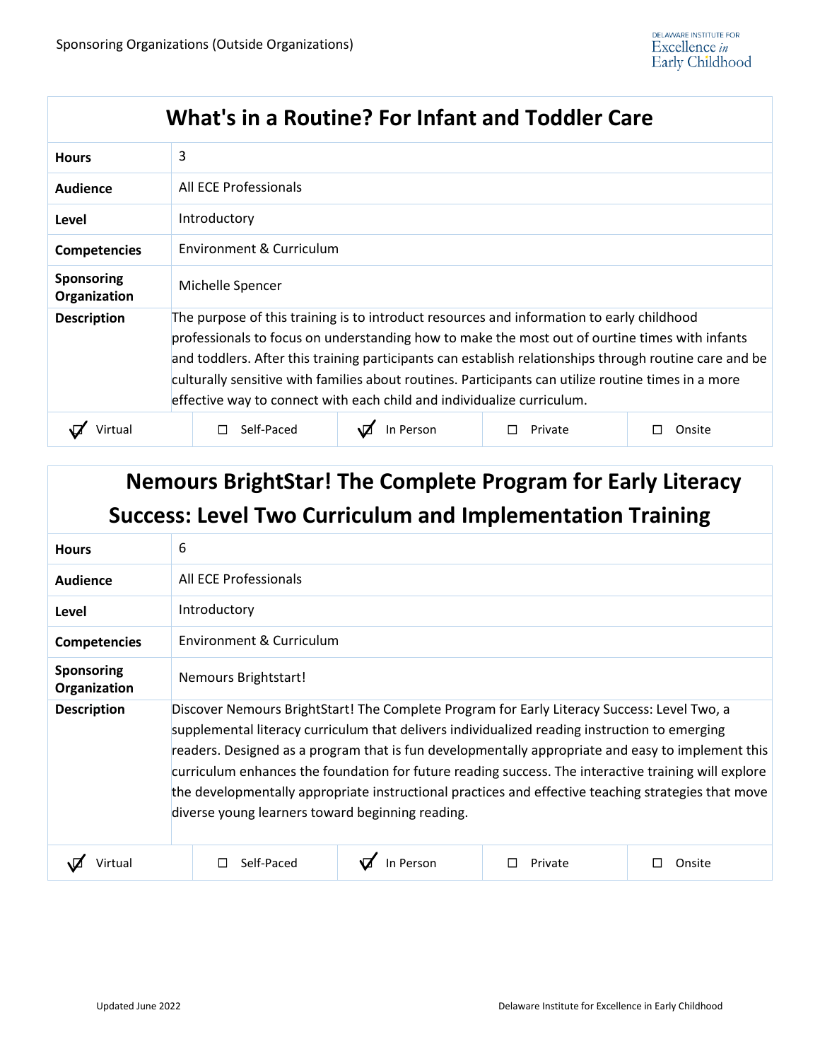## What's in a Routine? For Infant and Toddler Care

| | |
|---|---|
| **Hours** | 3 |
| **Audience** | All ECE Professionals |
| **Level** | Introductory |
| **Competencies** | Environment & Curriculum |
| **Sponsoring Organization** | Michelle Spencer |
| **Description** | The purpose of this training is to introduct resources and information to early childhood professionals to focus on understanding how to make the most out of ourtine times with infants and toddlers. After this training participants can establish relationships through routine care and be culturally sensitive with families about routines. Participants can utilize routine times in a more effective way to connect with each child and individualize curriculum. |

| ☑ Virtual | ☐ Self-Paced | ☑ In Person | ☐ Private | ☐ Onsite |
|---|---|---|---|---|

## Nemours BrightStar! The Complete Program for Early Literacy Success: Level Two Curriculum and Implementation Training

| | |
|---|---|
| **Hours** | 6 |
| **Audience** | All ECE Professionals |
| **Level** | Introductory |
| **Competencies** | Environment & Curriculum |
| **Sponsoring Organization** | Nemours Brightstart! |
| **Description** | Discover Nemours BrightStart! The Complete Program for Early Literacy Success: Level Two, a supplemental literacy curriculum that delivers individualized reading instruction to emerging readers. Designed as a program that is fun developmentally appropriate and easy to implement this curriculum enhances the foundation for future reading success. The interactive training will explore the developmentally appropriate instructional practices and effective teaching strategies that move diverse young learners toward beginning reading. |

| ☑ Virtual | ☐ Self-Paced | ☑ In Person | ☐ Private | ☐ Onsite |
|---|---|---|---|---|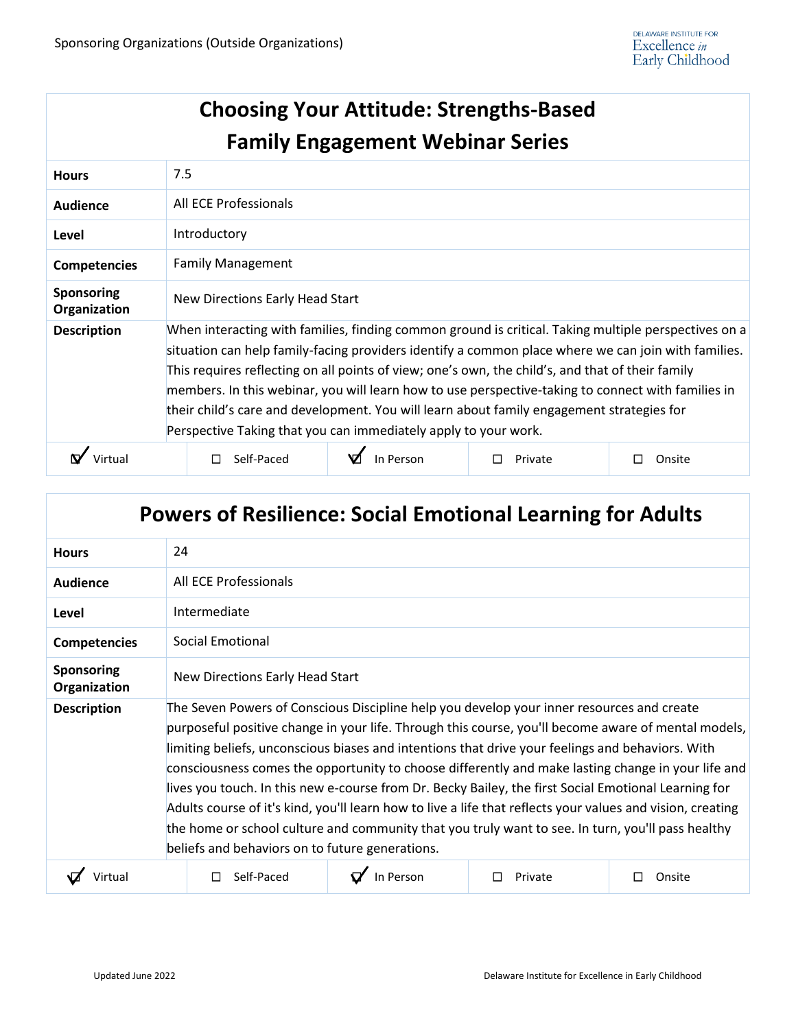## Choosing Your Attitude: Strengths-Based Family Engagement Webinar Series

| | |
|---|---|
| **Hours** | 7.5 |
| **Audience** | All ECE Professionals |
| **Level** | Introductory |
| **Competencies** | Family Management |
| **Sponsoring Organization** | New Directions Early Head Start |
| **Description** | When interacting with families, finding common ground is critical. Taking multiple perspectives on a situation can help family-facing providers identify a common place where we can join with families. This requires reflecting on all points of view; one's own, the child's, and that of their family members. In this webinar, you will learn how to use perspective-taking to connect with families in their child's care and development. You will learn about family engagement strategies for Perspective Taking that you can immediately apply to your work. |

| ☑ Virtual | ☐ Self-Paced | ☑ In Person | ☐ Private | ☐ Onsite |
|---|---|---|---|---|

## Powers of Resilience: Social Emotional Learning for Adults

| | |
|---|---|
| **Hours** | 24 |
| **Audience** | All ECE Professionals |
| **Level** | Intermediate |
| **Competencies** | Social Emotional |
| **Sponsoring Organization** | New Directions Early Head Start |
| **Description** | The Seven Powers of Conscious Discipline help you develop your inner resources and create purposeful positive change in your life. Through this course, you'll become aware of mental models, limiting beliefs, unconscious biases and intentions that drive your feelings and behaviors. With consciousness comes the opportunity to choose differently and make lasting change in your life and lives you touch. In this new e-course from Dr. Becky Bailey, the first Social Emotional Learning for Adults course of it's kind, you'll learn how to live a life that reflects your values and vision, creating the home or school culture and community that you truly want to see. In turn, you'll pass healthy beliefs and behaviors on to future generations. |

| ☑ Virtual | ☐ Self-Paced | ☑ In Person | ☐ Private | ☐ Onsite |
|---|---|---|---|---|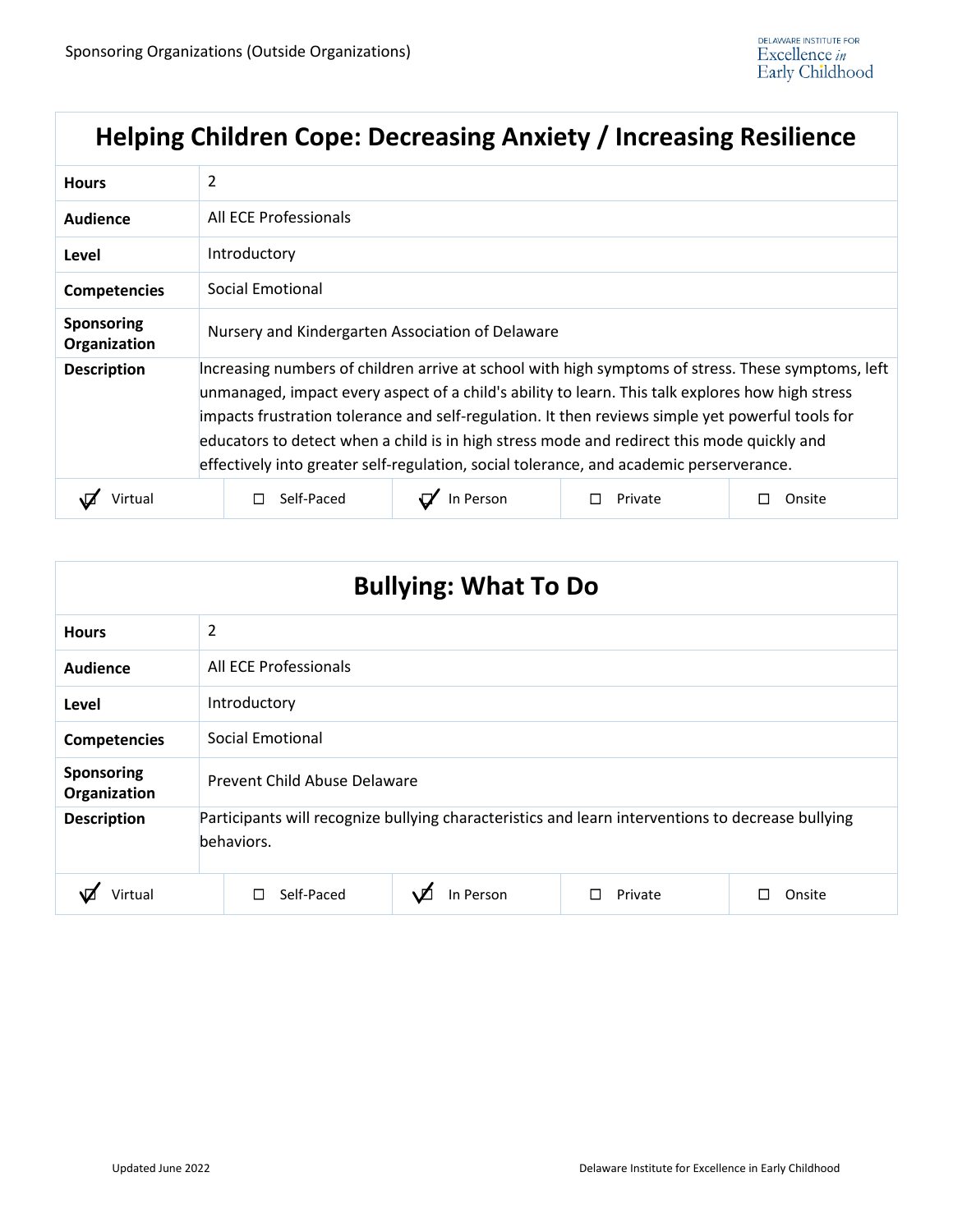## Helping Children Cope: Decreasing Anxiety / Increasing Resilience

| | |
|---|---|
| **Hours** | 2 |
| **Audience** | All ECE Professionals |
| **Level** | Introductory |
| **Competencies** | Social Emotional |
| **Sponsoring Organization** | Nursery and Kindergarten Association of Delaware |
| **Description** | Increasing numbers of children arrive at school with high symptoms of stress. These symptoms, left unmanaged, impact every aspect of a child's ability to learn. This talk explores how high stress impacts frustration tolerance and self-regulation. It then reviews simple yet powerful tools for educators to detect when a child is in high stress mode and redirect this mode quickly and effectively into greater self-regulation, social tolerance, and academic perserverance. |

| ☑ Virtual | ☐ Self-Paced | ☑ In Person | ☐ Private | ☐ Onsite |
|---|---|---|---|---|

## Bullying: What To Do

| | |
|---|---|
| **Hours** | 2 |
| **Audience** | All ECE Professionals |
| **Level** | Introductory |
| **Competencies** | Social Emotional |
| **Sponsoring Organization** | Prevent Child Abuse Delaware |
| **Description** | Participants will recognize bullying characteristics and learn interventions to decrease bullying behaviors. |

| ☑ Virtual | ☐ Self-Paced | ☑ In Person | ☐ Private | ☐ Onsite |
|---|---|---|---|---|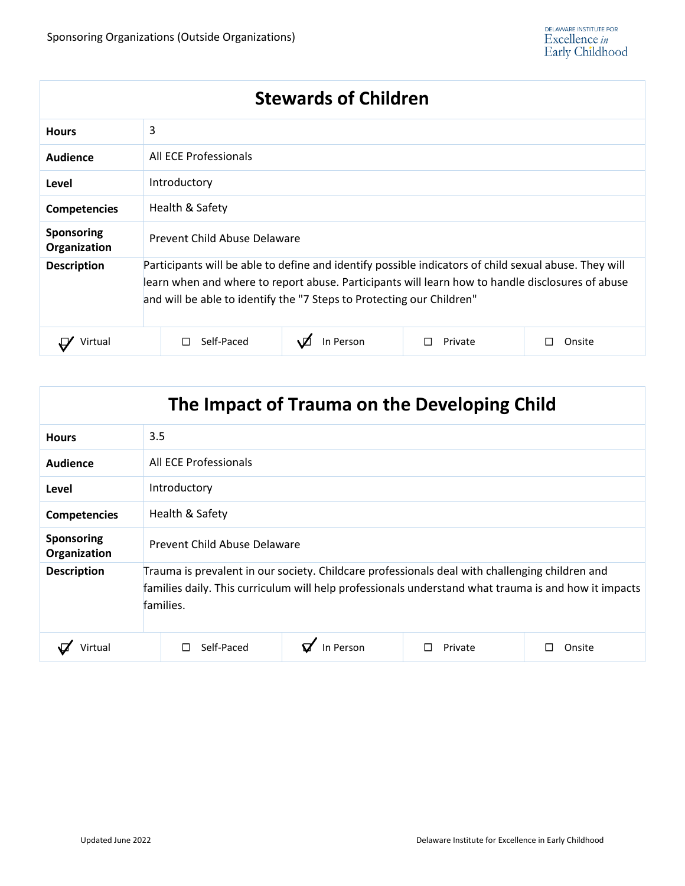## Stewards of Children

| | |
|---|---|
| **Hours** | 3 |
| **Audience** | All ECE Professionals |
| **Level** | Introductory |
| **Competencies** | Health & Safety |
| **Sponsoring Organization** | Prevent Child Abuse Delaware |
| **Description** | Participants will be able to define and identify possible indicators of child sexual abuse. They will learn when and where to report abuse. Participants will learn how to handle disclosures of abuse and will be able to identify the "7 Steps to Protecting our Children" |

☑ Virtual ☐ Self-Paced ☑ In Person ☐ Private ☐ Onsite

## The Impact of Trauma on the Developing Child

| | |
|---|---|
| **Hours** | 3.5 |
| **Audience** | All ECE Professionals |
| **Level** | Introductory |
| **Competencies** | Health & Safety |
| **Sponsoring Organization** | Prevent Child Abuse Delaware |
| **Description** | Trauma is prevalent in our society. Childcare professionals deal with challenging children and families daily. This curriculum will help professionals understand what trauma is and how it impacts families. |

☑ Virtual ☐ Self-Paced ☑ In Person ☐ Private ☐ Onsite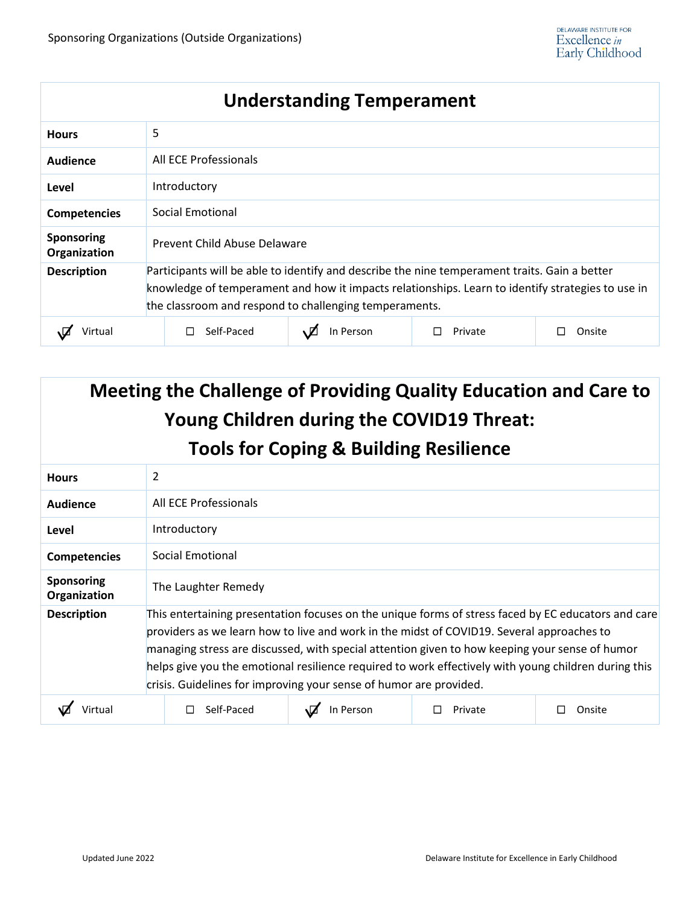## Understanding Temperament

| | |
|---|---|
| **Hours** | 5 |
| **Audience** | All ECE Professionals |
| **Level** | Introductory |
| **Competencies** | Social Emotional |
| **Sponsoring Organization** | Prevent Child Abuse Delaware |
| **Description** | Participants will be able to identify and describe the nine temperament traits. Gain a better knowledge of temperament and how it impacts relationships. Learn to identify strategies to use in the classroom and respond to challenging temperaments. |

☑ Virtual ☐ Self-Paced ☑ In Person ☐ Private ☐ Onsite

## Meeting the Challenge of Providing Quality Education and Care to Young Children during the COVID19 Threat: Tools for Coping & Building Resilience

| | |
|---|---|
| **Hours** | 2 |
| **Audience** | All ECE Professionals |
| **Level** | Introductory |
| **Competencies** | Social Emotional |
| **Sponsoring Organization** | The Laughter Remedy |
| **Description** | This entertaining presentation focuses on the unique forms of stress faced by EC educators and care providers as we learn how to live and work in the midst of COVID19. Several approaches to managing stress are discussed, with special attention given to how keeping your sense of humor helps give you the emotional resilience required to work effectively with young children during this crisis. Guidelines for improving your sense of humor are provided. |

☑ Virtual ☐ Self-Paced ☑ In Person ☐ Private ☐ Onsite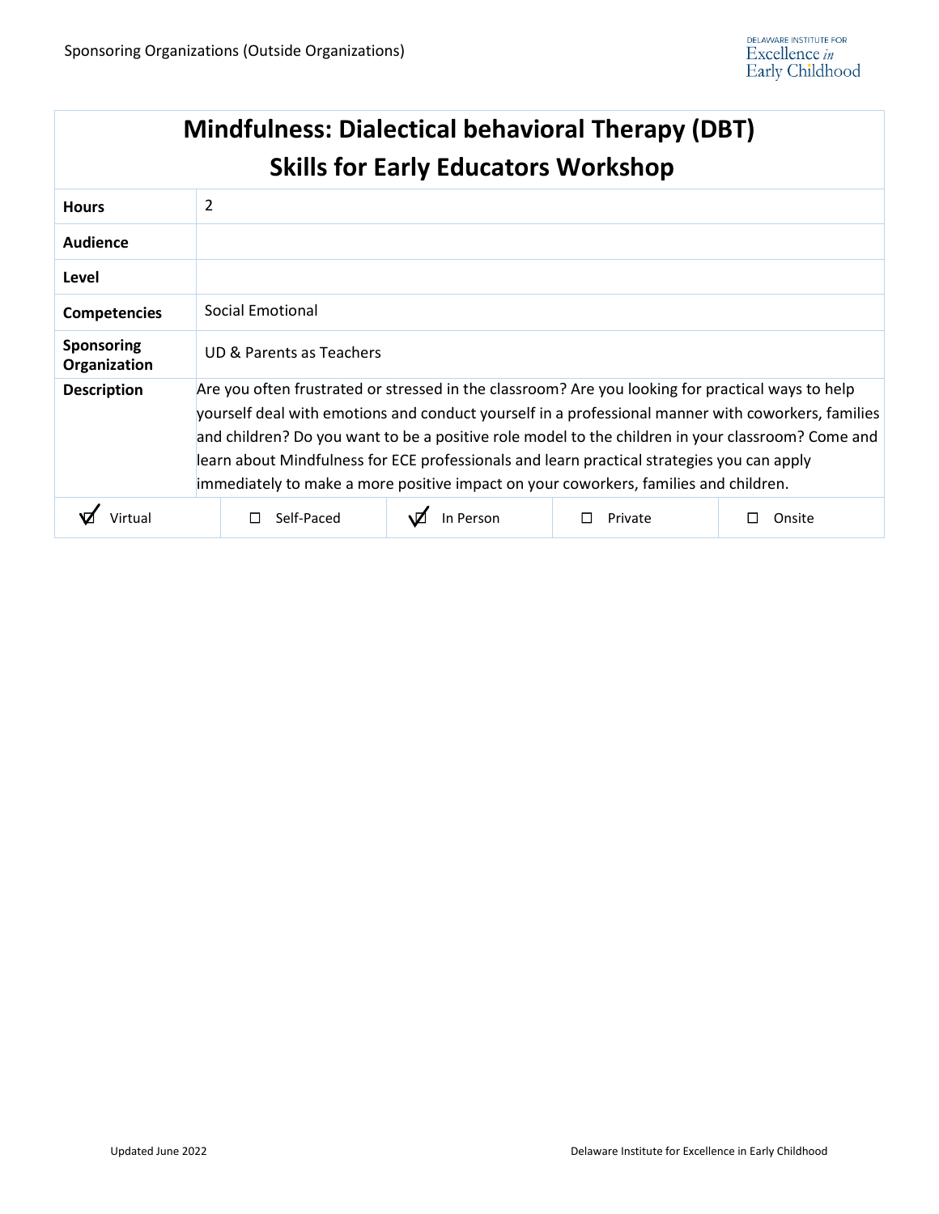## Mindfulness: Dialectical behavioral Therapy (DBT) Skills for Early Educators Workshop

| | |
|---|---|
| **Hours** | 2 |
| **Audience** | |
| **Level** | |
| **Competencies** | Social Emotional |
| **Sponsoring Organization** | UD & Parents as Teachers |
| **Description** | Are you often frustrated or stressed in the classroom? Are you looking for practical ways to help yourself deal with emotions and conduct yourself in a professional manner with coworkers, families and children? Do you want to be a positive role model to the children in your classroom? Come and learn about Mindfulness for ECE professionals and learn practical strategies you can apply immediately to make a more positive impact on your coworkers, families and children. |

| | | | | |
|---|---|---|---|---|
| ☑ Virtual | ☐ Self-Paced | ☑ In Person | ☐ Private | ☐ Onsite |